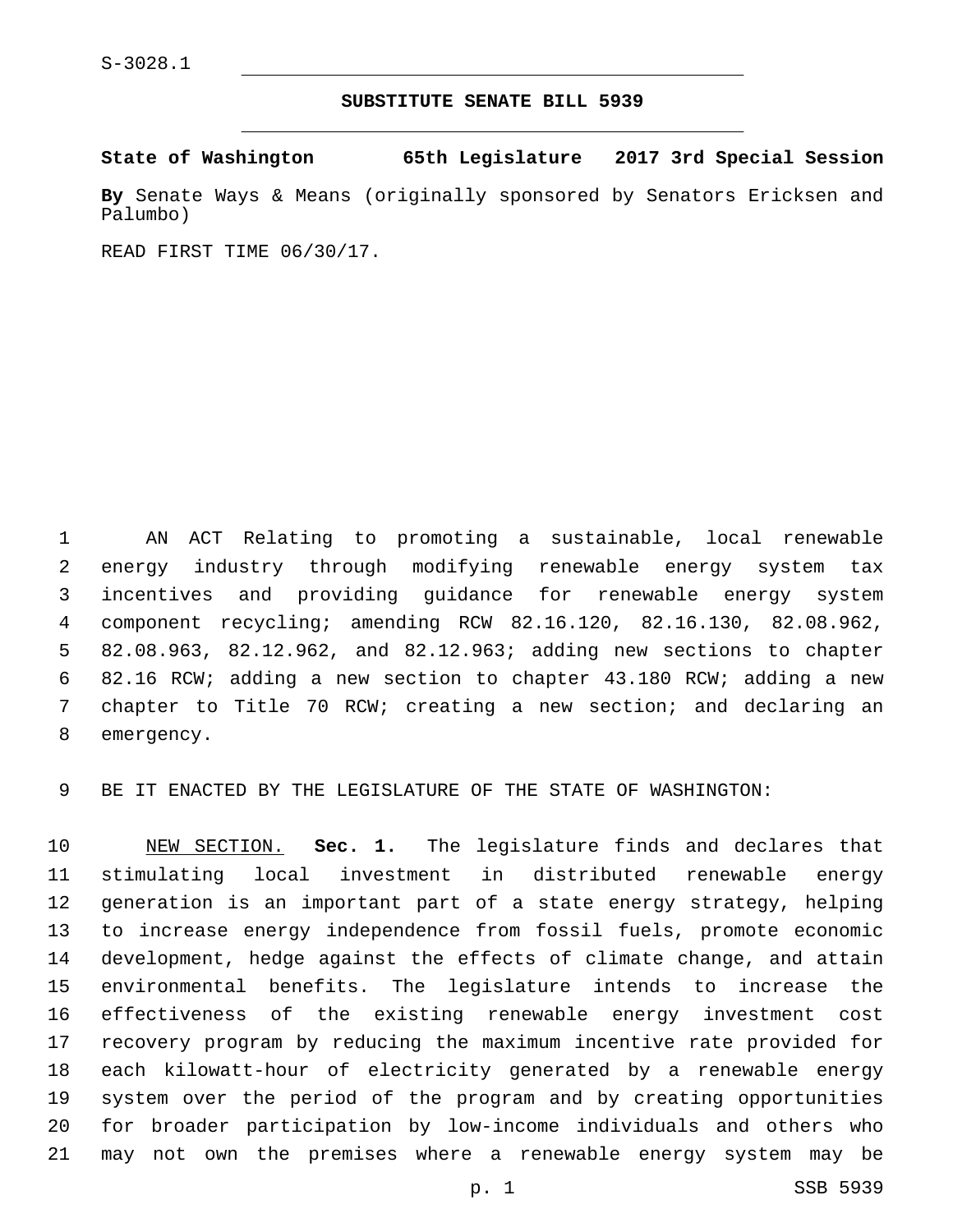S-3028.1

# SUBSTITUTE SENATE BILL 5939

**State of Washington 65th Legislature 2017 3rd Special Session**

**By** Senate Ways & Means (originally sponsored by Senators Ericksen and Palumbo)

READ FIRST TIME 06/30/17.

AN ACT Relating to promoting a sustainable, local renewable energy industry through modifying renewable energy system tax incentives and providing guidance for renewable energy system component recycling; amending RCW 82.16.120, 82.16.130, 82.08.962, 82.08.963, 82.12.962, and 82.12.963; adding new sections to chapter 82.16 RCW; adding a new section to chapter 43.180 RCW; adding a new chapter to Title 70 RCW; creating a new section; and declaring an emergency.

BE IT ENACTED BY THE LEGISLATURE OF THE STATE OF WASHINGTON:

NEW SECTION. **Sec. 1.** The legislature finds and declares that stimulating local investment in distributed renewable energy generation is an important part of a state energy strategy, helping to increase energy independence from fossil fuels, promote economic development, hedge against the effects of climate change, and attain environmental benefits. The legislature intends to increase the effectiveness of the existing renewable energy investment cost recovery program by reducing the maximum incentive rate provided for each kilowatt-hour of electricity generated by a renewable energy system over the period of the program and by creating opportunities for broader participation by low-income individuals and others who may not own the premises where a renewable energy system may be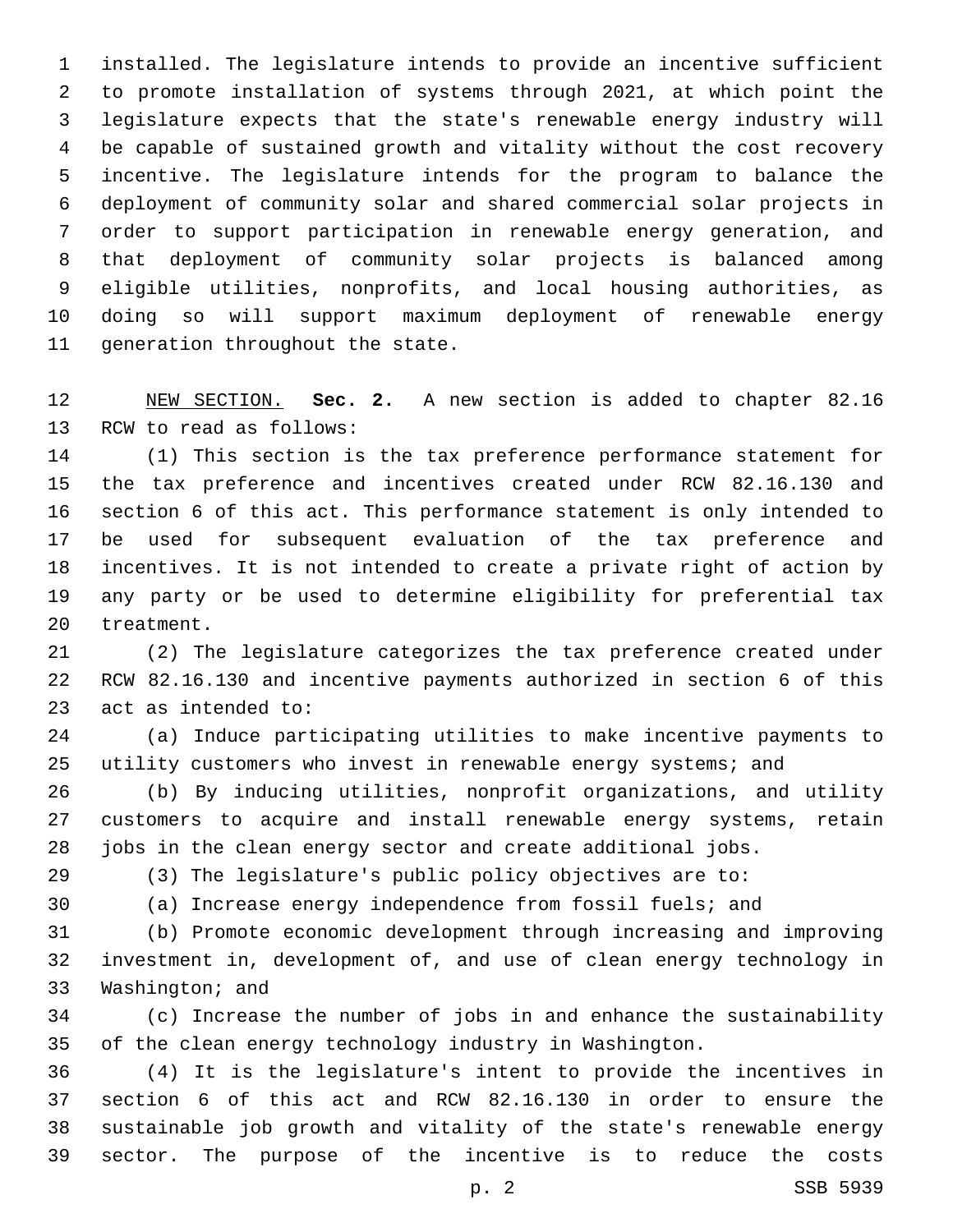installed. The legislature intends to provide an incentive sufficient to promote installation of systems through 2021, at which point the legislature expects that the state's renewable energy industry will be capable of sustained growth and vitality without the cost recovery incentive. The legislature intends for the program to balance the deployment of community solar and shared commercial solar projects in order to support participation in renewable energy generation, and that deployment of community solar projects is balanced among eligible utilities, nonprofits, and local housing authorities, as doing so will support maximum deployment of renewable energy generation throughout the state.

NEW SECTION. **Sec. 2.** A new section is added to chapter 82.16 RCW to read as follows:

(1) This section is the tax preference performance statement for the tax preference and incentives created under RCW 82.16.130 and section 6 of this act. This performance statement is only intended to be used for subsequent evaluation of the tax preference and incentives. It is not intended to create a private right of action by any party or be used to determine eligibility for preferential tax treatment.

(2) The legislature categorizes the tax preference created under RCW 82.16.130 and incentive payments authorized in section 6 of this act as intended to:

(a) Induce participating utilities to make incentive payments to utility customers who invest in renewable energy systems; and

(b) By inducing utilities, nonprofit organizations, and utility customers to acquire and install renewable energy systems, retain jobs in the clean energy sector and create additional jobs.

(3) The legislature's public policy objectives are to:

(a) Increase energy independence from fossil fuels; and

(b) Promote economic development through increasing and improving investment in, development of, and use of clean energy technology in Washington; and

(c) Increase the number of jobs in and enhance the sustainability of the clean energy technology industry in Washington.

(4) It is the legislature's intent to provide the incentives in section 6 of this act and RCW 82.16.130 in order to ensure the sustainable job growth and vitality of the state's renewable energy sector. The purpose of the incentive is to reduce the costs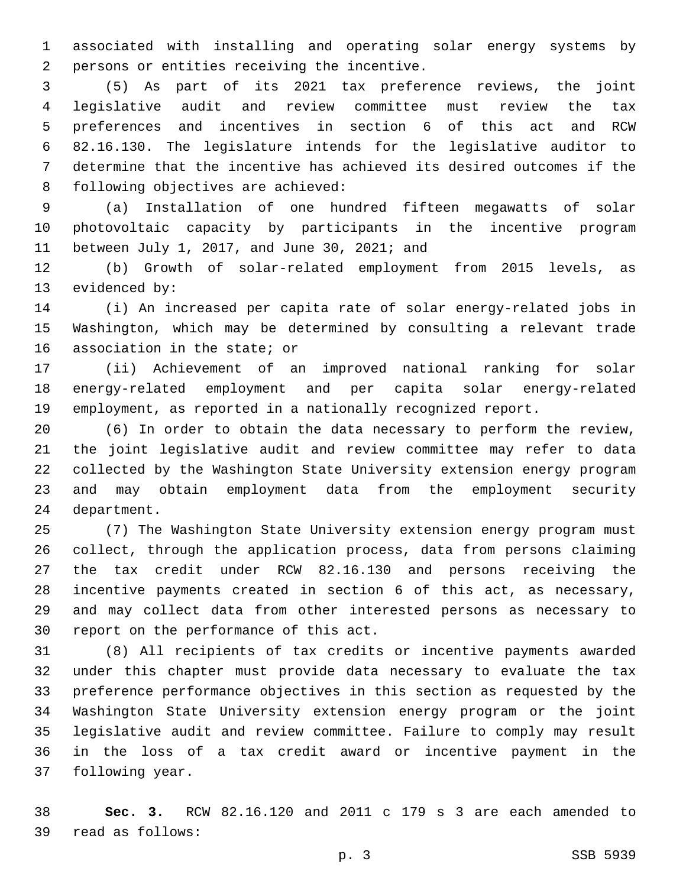associated with installing and operating solar energy systems by persons or entities receiving the incentive.

(5) As part of its 2021 tax preference reviews, the joint legislative audit and review committee must review the tax preferences and incentives in section 6 of this act and RCW 82.16.130. The legislature intends for the legislative auditor to determine that the incentive has achieved its desired outcomes if the following objectives are achieved:

(a) Installation of one hundred fifteen megawatts of solar photovoltaic capacity by participants in the incentive program between July 1, 2017, and June 30, 2021; and

(b) Growth of solar-related employment from 2015 levels, as evidenced by:

(i) An increased per capita rate of solar energy-related jobs in Washington, which may be determined by consulting a relevant trade association in the state; or

(ii) Achievement of an improved national ranking for solar energy-related employment and per capita solar energy-related employment, as reported in a nationally recognized report.

(6) In order to obtain the data necessary to perform the review, the joint legislative audit and review committee may refer to data collected by the Washington State University extension energy program and may obtain employment data from the employment security department.

(7) The Washington State University extension energy program must collect, through the application process, data from persons claiming the tax credit under RCW 82.16.130 and persons receiving the incentive payments created in section 6 of this act, as necessary, and may collect data from other interested persons as necessary to report on the performance of this act.

(8) All recipients of tax credits or incentive payments awarded under this chapter must provide data necessary to evaluate the tax preference performance objectives in this section as requested by the Washington State University extension energy program or the joint legislative audit and review committee. Failure to comply may result in the loss of a tax credit award or incentive payment in the following year.

**Sec. 3.** RCW 82.16.120 and 2011 c 179 s 3 are each amended to read as follows: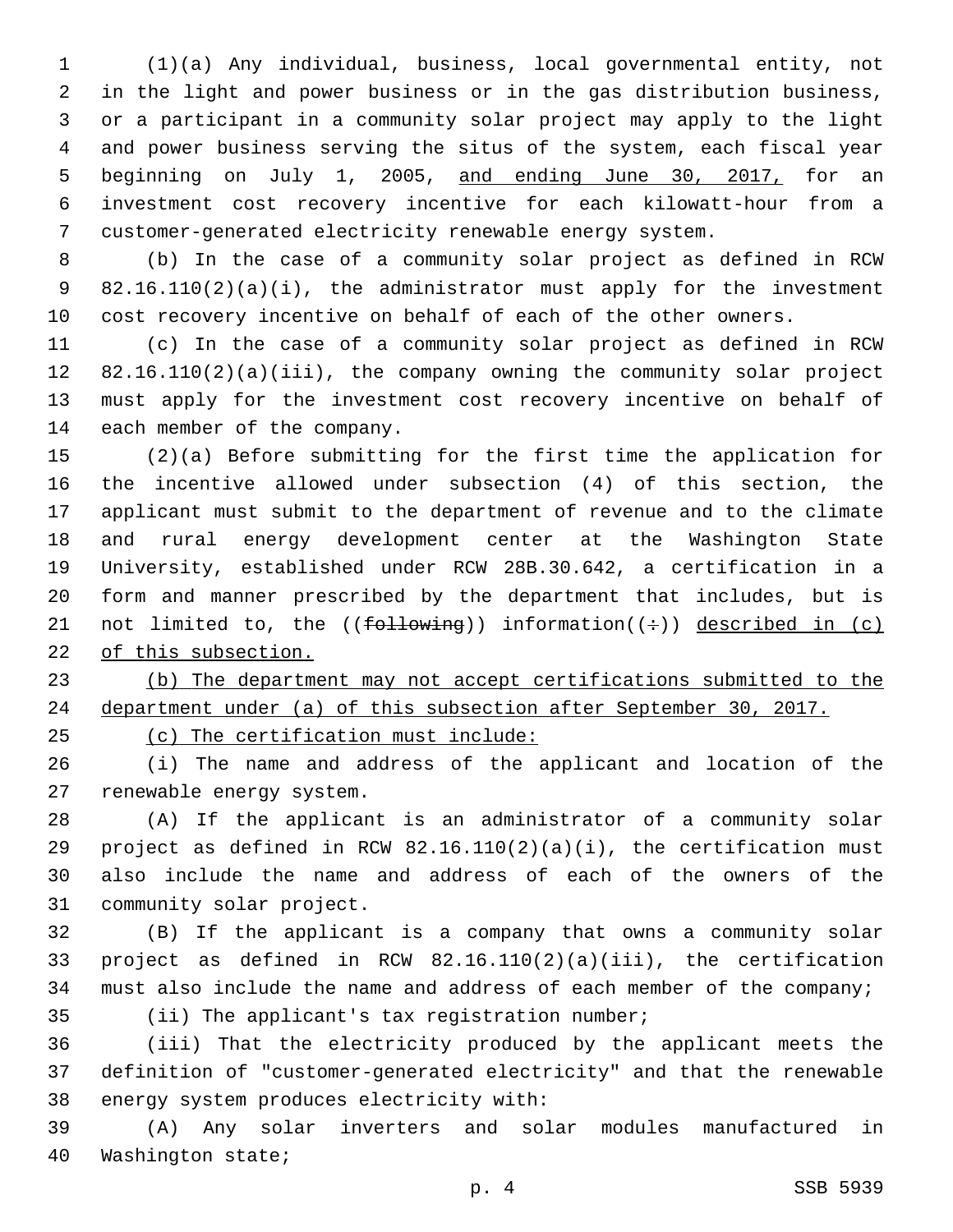(1)(a) Any individual, business, local governmental entity, not in the light and power business or in the gas distribution business, or a participant in a community solar project may apply to the light and power business serving the situs of the system, each fiscal year beginning on July 1, 2005, and ending June 30, 2017, for an investment cost recovery incentive for each kilowatt-hour from a customer-generated electricity renewable energy system.

(b) In the case of a community solar project as defined in RCW 82.16.110(2)(a)(i), the administrator must apply for the investment cost recovery incentive on behalf of each of the other owners.

(c) In the case of a community solar project as defined in RCW 82.16.110(2)(a)(iii), the company owning the community solar project must apply for the investment cost recovery incentive on behalf of each member of the company.

(2)(a) Before submitting for the first time the application for the incentive allowed under subsection (4) of this section, the applicant must submit to the department of revenue and to the climate and rural energy development center at the Washington State University, established under RCW 28B.30.642, a certification in a form and manner prescribed by the department that includes, but is not limited to, the ((~~following~~)) information((~~:~~)) described in (c) of this subsection.

(b) The department may not accept certifications submitted to the department under (a) of this subsection after September 30, 2017.

(c) The certification must include:

(i) The name and address of the applicant and location of the renewable energy system.

(A) If the applicant is an administrator of a community solar project as defined in RCW 82.16.110(2)(a)(i), the certification must also include the name and address of each of the owners of the community solar project.

(B) If the applicant is a company that owns a community solar project as defined in RCW 82.16.110(2)(a)(iii), the certification must also include the name and address of each member of the company;

(ii) The applicant's tax registration number;

(iii) That the electricity produced by the applicant meets the definition of "customer-generated electricity" and that the renewable energy system produces electricity with:

(A) Any solar inverters and solar modules manufactured in Washington state;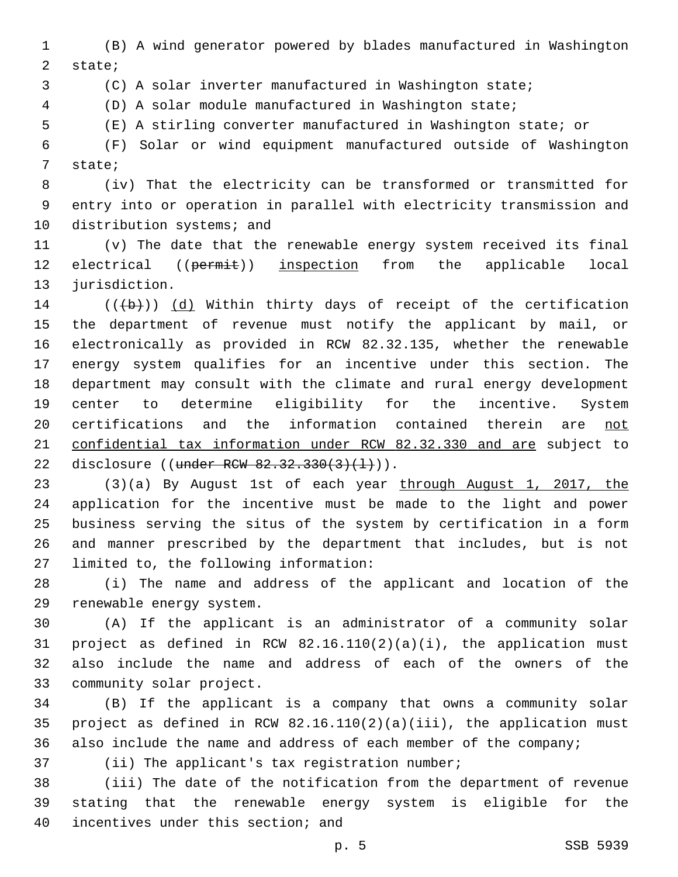(B) A wind generator powered by blades manufactured in Washington state;

(C) A solar inverter manufactured in Washington state;

(D) A solar module manufactured in Washington state;

(E) A stirling converter manufactured in Washington state; or

(F) Solar or wind equipment manufactured outside of Washington state;

(iv) That the electricity can be transformed or transmitted for entry into or operation in parallel with electricity transmission and distribution systems; and

(v) The date that the renewable energy system received its final electrical ((~~permit~~)) <u>inspection</u> from the applicable local jurisdiction.

((~~(b)~~)) <u>(d)</u> Within thirty days of receipt of the certification the department of revenue must notify the applicant by mail, or electronically as provided in RCW 82.32.135, whether the renewable energy system qualifies for an incentive under this section. The department may consult with the climate and rural energy development center to determine eligibility for the incentive. System certifications and the information contained therein are <u>not confidential tax information under RCW 82.32.330 and are</u> subject to disclosure ((~~under RCW 82.32.330(3)(l)~~)).

(3)(a) By August 1st of each year <u>through August 1, 2017, the</u> application for the incentive must be made to the light and power business serving the situs of the system by certification in a form and manner prescribed by the department that includes, but is not limited to, the following information:

(i) The name and address of the applicant and location of the renewable energy system.

(A) If the applicant is an administrator of a community solar project as defined in RCW 82.16.110(2)(a)(i), the application must also include the name and address of each of the owners of the community solar project.

(B) If the applicant is a company that owns a community solar project as defined in RCW 82.16.110(2)(a)(iii), the application must also include the name and address of each member of the company;

(ii) The applicant's tax registration number;

(iii) The date of the notification from the department of revenue stating that the renewable energy system is eligible for the incentives under this section; and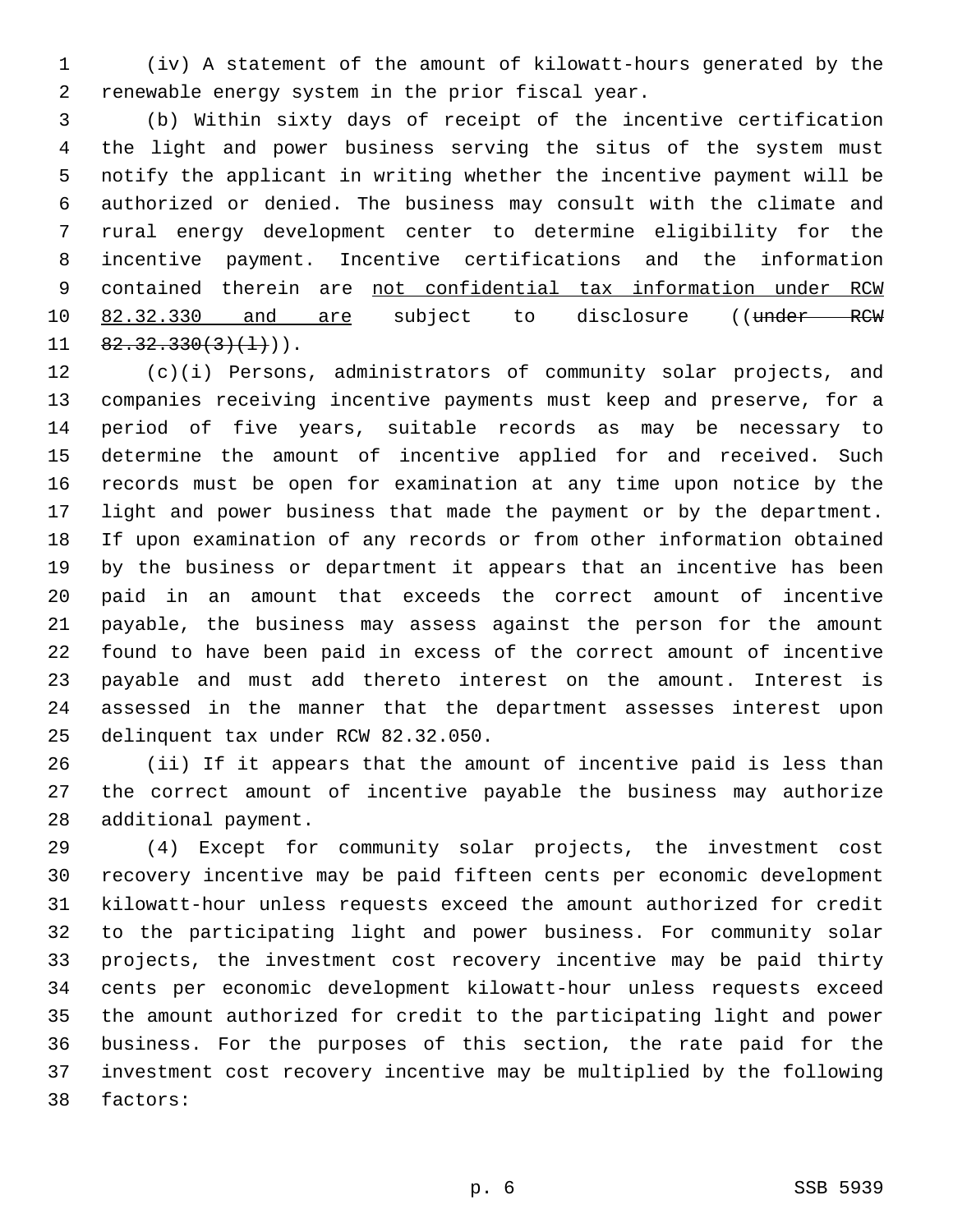(iv) A statement of the amount of kilowatt-hours generated by the renewable energy system in the prior fiscal year.

(b) Within sixty days of receipt of the incentive certification the light and power business serving the situs of the system must notify the applicant in writing whether the incentive payment will be authorized or denied. The business may consult with the climate and rural energy development center to determine eligibility for the incentive payment. Incentive certifications and the information contained therein are <u>not confidential tax information under RCW 82.32.330 and are</u> subject to disclosure ((~~under RCW 82.32.330(3)(l)~~)).

(c)(i) Persons, administrators of community solar projects, and companies receiving incentive payments must keep and preserve, for a period of five years, suitable records as may be necessary to determine the amount of incentive applied for and received. Such records must be open for examination at any time upon notice by the light and power business that made the payment or by the department. If upon examination of any records or from other information obtained by the business or department it appears that an incentive has been paid in an amount that exceeds the correct amount of incentive payable, the business may assess against the person for the amount found to have been paid in excess of the correct amount of incentive payable and must add thereto interest on the amount. Interest is assessed in the manner that the department assesses interest upon delinquent tax under RCW 82.32.050.

(ii) If it appears that the amount of incentive paid is less than the correct amount of incentive payable the business may authorize additional payment.

(4) Except for community solar projects, the investment cost recovery incentive may be paid fifteen cents per economic development kilowatt-hour unless requests exceed the amount authorized for credit to the participating light and power business. For community solar projects, the investment cost recovery incentive may be paid thirty cents per economic development kilowatt-hour unless requests exceed the amount authorized for credit to the participating light and power business. For the purposes of this section, the rate paid for the investment cost recovery incentive may be multiplied by the following factors: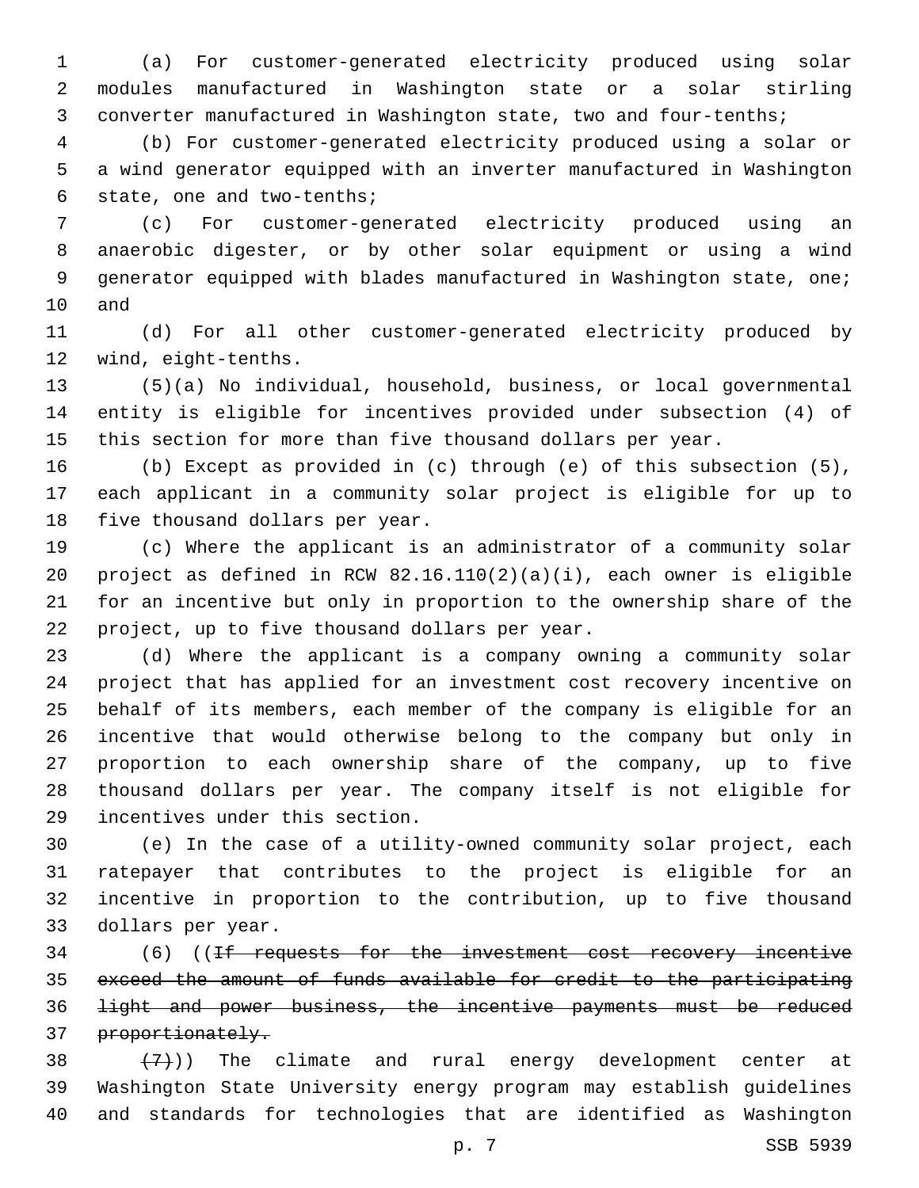(a) For customer-generated electricity produced using solar modules manufactured in Washington state or a solar stirling converter manufactured in Washington state, two and four-tenths;

(b) For customer-generated electricity produced using a solar or a wind generator equipped with an inverter manufactured in Washington state, one and two-tenths;

(c) For customer-generated electricity produced using an anaerobic digester, or by other solar equipment or using a wind generator equipped with blades manufactured in Washington state, one; and

(d) For all other customer-generated electricity produced by wind, eight-tenths.

(5)(a) No individual, household, business, or local governmental entity is eligible for incentives provided under subsection (4) of this section for more than five thousand dollars per year.

(b) Except as provided in (c) through (e) of this subsection (5), each applicant in a community solar project is eligible for up to five thousand dollars per year.

(c) Where the applicant is an administrator of a community solar project as defined in RCW 82.16.110(2)(a)(i), each owner is eligible for an incentive but only in proportion to the ownership share of the project, up to five thousand dollars per year.

(d) Where the applicant is a company owning a community solar project that has applied for an investment cost recovery incentive on behalf of its members, each member of the company is eligible for an incentive that would otherwise belong to the company but only in proportion to each ownership share of the company, up to five thousand dollars per year. The company itself is not eligible for incentives under this section.

(e) In the case of a utility-owned community solar project, each ratepayer that contributes to the project is eligible for an incentive in proportion to the contribution, up to five thousand dollars per year.

(6) ((~~If requests for the investment cost recovery incentive exceed the amount of funds available for credit to the participating light and power business, the incentive payments must be reduced proportionately.~~

~~(7)~~)) The climate and rural energy development center at Washington State University energy program may establish guidelines and standards for technologies that are identified as Washington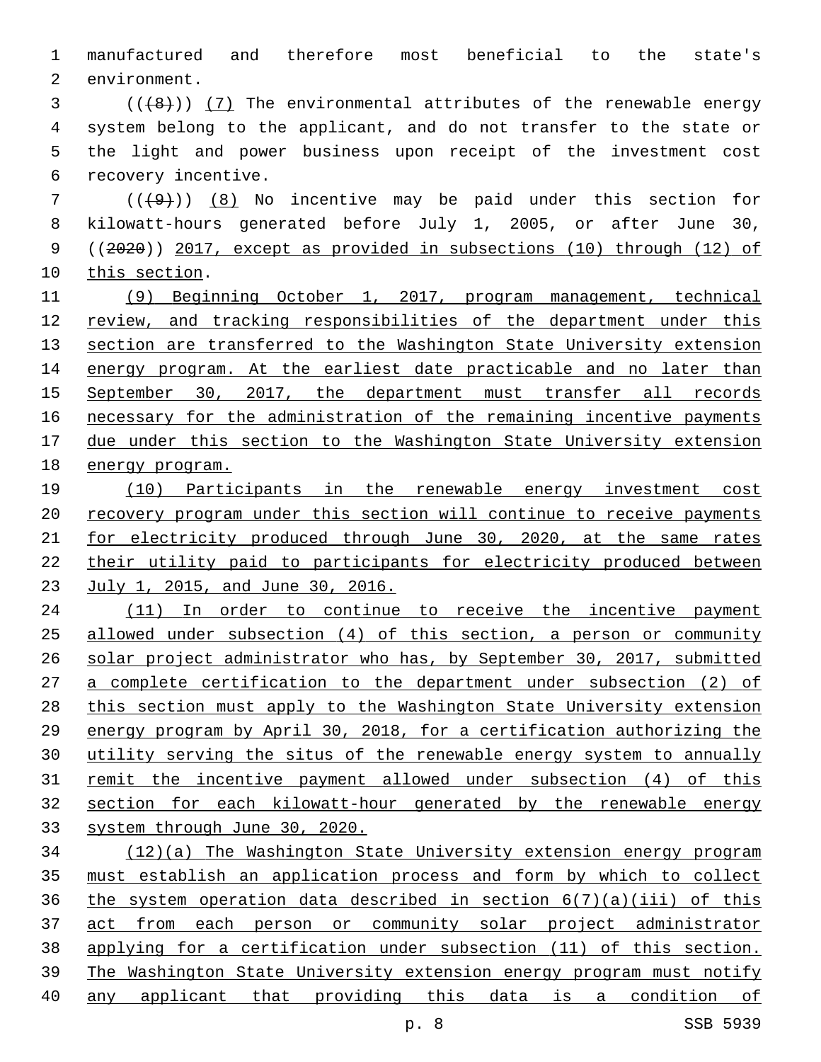manufactured and therefore most beneficial to the state's environment.

((~~(8)~~)) <u>(7)</u> The environmental attributes of the renewable energy system belong to the applicant, and do not transfer to the state or the light and power business upon receipt of the investment cost recovery incentive.

((~~(9)~~)) <u>(8)</u> No incentive may be paid under this section for kilowatt-hours generated before July 1, 2005, or after June 30, ((~~2020~~)) <u>2017, except as provided in subsections (10) through (12) of this section</u>.

<u>(9) Beginning October 1, 2017, program management, technical review, and tracking responsibilities of the department under this section are transferred to the Washington State University extension energy program. At the earliest date practicable and no later than September 30, 2017, the department must transfer all records necessary for the administration of the remaining incentive payments due under this section to the Washington State University extension energy program.</u>

<u>(10) Participants in the renewable energy investment cost recovery program under this section will continue to receive payments for electricity produced through June 30, 2020, at the same rates their utility paid to participants for electricity produced between July 1, 2015, and June 30, 2016.</u>

<u>(11) In order to continue to receive the incentive payment allowed under subsection (4) of this section, a person or community solar project administrator who has, by September 30, 2017, submitted a complete certification to the department under subsection (2) of this section must apply to the Washington State University extension energy program by April 30, 2018, for a certification authorizing the utility serving the situs of the renewable energy system to annually remit the incentive payment allowed under subsection (4) of this section for each kilowatt-hour generated by the renewable energy system through June 30, 2020.</u>

<u>(12)(a) The Washington State University extension energy program must establish an application process and form by which to collect the system operation data described in section 6(7)(a)(iii) of this act from each person or community solar project administrator applying for a certification under subsection (11) of this section. The Washington State University extension energy program must notify any applicant that providing this data is a condition of</u>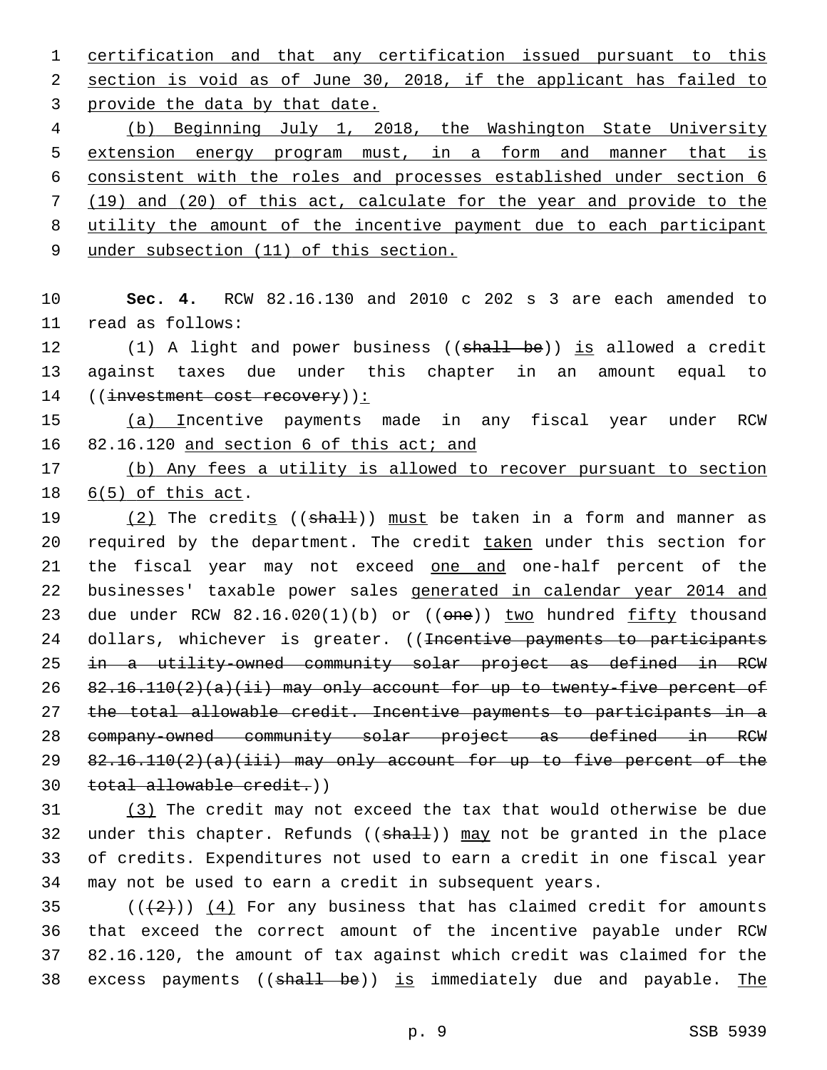certification and that any certification issued pursuant to this section is void as of June 30, 2018, if the applicant has failed to provide the data by that date.

(b) Beginning July 1, 2018, the Washington State University extension energy program must, in a form and manner that is consistent with the roles and processes established under section 6 (19) and (20) of this act, calculate for the year and provide to the utility the amount of the incentive payment due to each participant under subsection (11) of this section.

**Sec. 4.** RCW 82.16.130 and 2010 c 202 s 3 are each amended to read as follows:

(1) A light and power business ((~~shall be~~)) is allowed a credit against taxes due under this chapter in an amount equal to ((~~investment cost recovery~~)):

(a) Incentive payments made in any fiscal year under RCW 82.16.120 and section 6 of this act; and

(b) Any fees a utility is allowed to recover pursuant to section 6(5) of this act.

(2) The credits ((~~shall~~)) must be taken in a form and manner as required by the department. The credit taken under this section for the fiscal year may not exceed one and one-half percent of the businesses' taxable power sales generated in calendar year 2014 and due under RCW 82.16.020(1)(b) or ((~~one~~)) two hundred fifty thousand dollars, whichever is greater. ((~~Incentive payments to participants in a utility-owned community solar project as defined in RCW 82.16.110(2)(a)(ii) may only account for up to twenty-five percent of the total allowable credit. Incentive payments to participants in a company-owned community solar project as defined in RCW 82.16.110(2)(a)(iii) may only account for up to five percent of the total allowable credit.~~))

(3) The credit may not exceed the tax that would otherwise be due under this chapter. Refunds ((~~shall~~)) may not be granted in the place of credits. Expenditures not used to earn a credit in one fiscal year may not be used to earn a credit in subsequent years.

((~~(2)~~)) (4) For any business that has claimed credit for amounts that exceed the correct amount of the incentive payable under RCW 82.16.120, the amount of tax against which credit was claimed for the excess payments ((~~shall be~~)) is immediately due and payable. The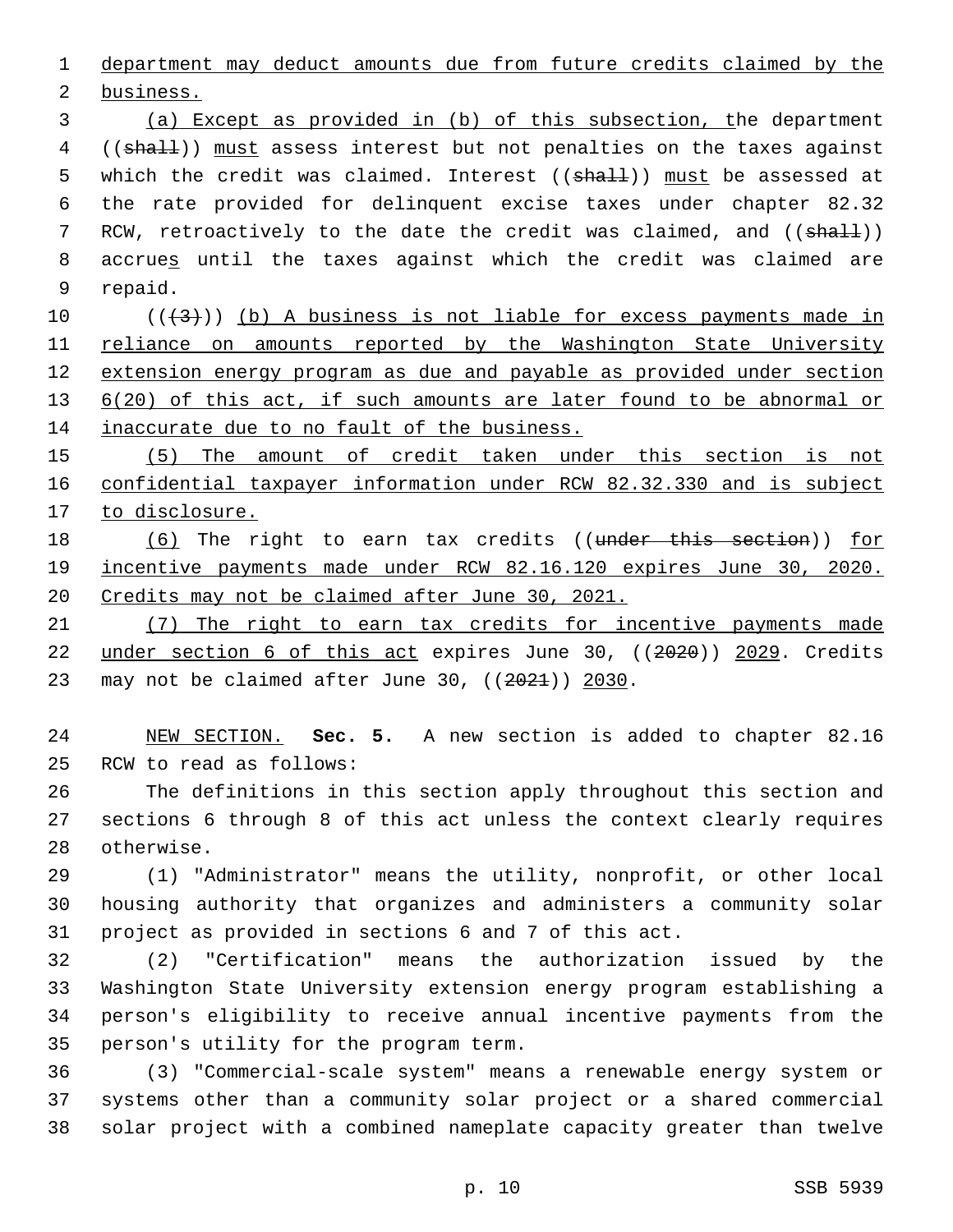department may deduct amounts due from future credits claimed by the business.

(a) Except as provided in (b) of this subsection, the department ((shall)) must assess interest but not penalties on the taxes against which the credit was claimed. Interest ((shall)) must be assessed at the rate provided for delinquent excise taxes under chapter 82.32 RCW, retroactively to the date the credit was claimed, and ((shall)) accrues until the taxes against which the credit was claimed are repaid.

(((3))) (b) A business is not liable for excess payments made in reliance on amounts reported by the Washington State University extension energy program as due and payable as provided under section 6(20) of this act, if such amounts are later found to be abnormal or inaccurate due to no fault of the business.

(5) The amount of credit taken under this section is not confidential taxpayer information under RCW 82.32.330 and is subject to disclosure.

(6) The right to earn tax credits ((under this section)) for incentive payments made under RCW 82.16.120 expires June 30, 2020. Credits may not be claimed after June 30, 2021.

(7) The right to earn tax credits for incentive payments made under section 6 of this act expires June 30, ((2020)) 2029. Credits may not be claimed after June 30, ((2021)) 2030.

NEW SECTION. **Sec. 5.** A new section is added to chapter 82.16 RCW to read as follows:

The definitions in this section apply throughout this section and sections 6 through 8 of this act unless the context clearly requires otherwise.

(1) "Administrator" means the utility, nonprofit, or other local housing authority that organizes and administers a community solar project as provided in sections 6 and 7 of this act.

(2) "Certification" means the authorization issued by the Washington State University extension energy program establishing a person's eligibility to receive annual incentive payments from the person's utility for the program term.

(3) "Commercial-scale system" means a renewable energy system or systems other than a community solar project or a shared commercial solar project with a combined nameplate capacity greater than twelve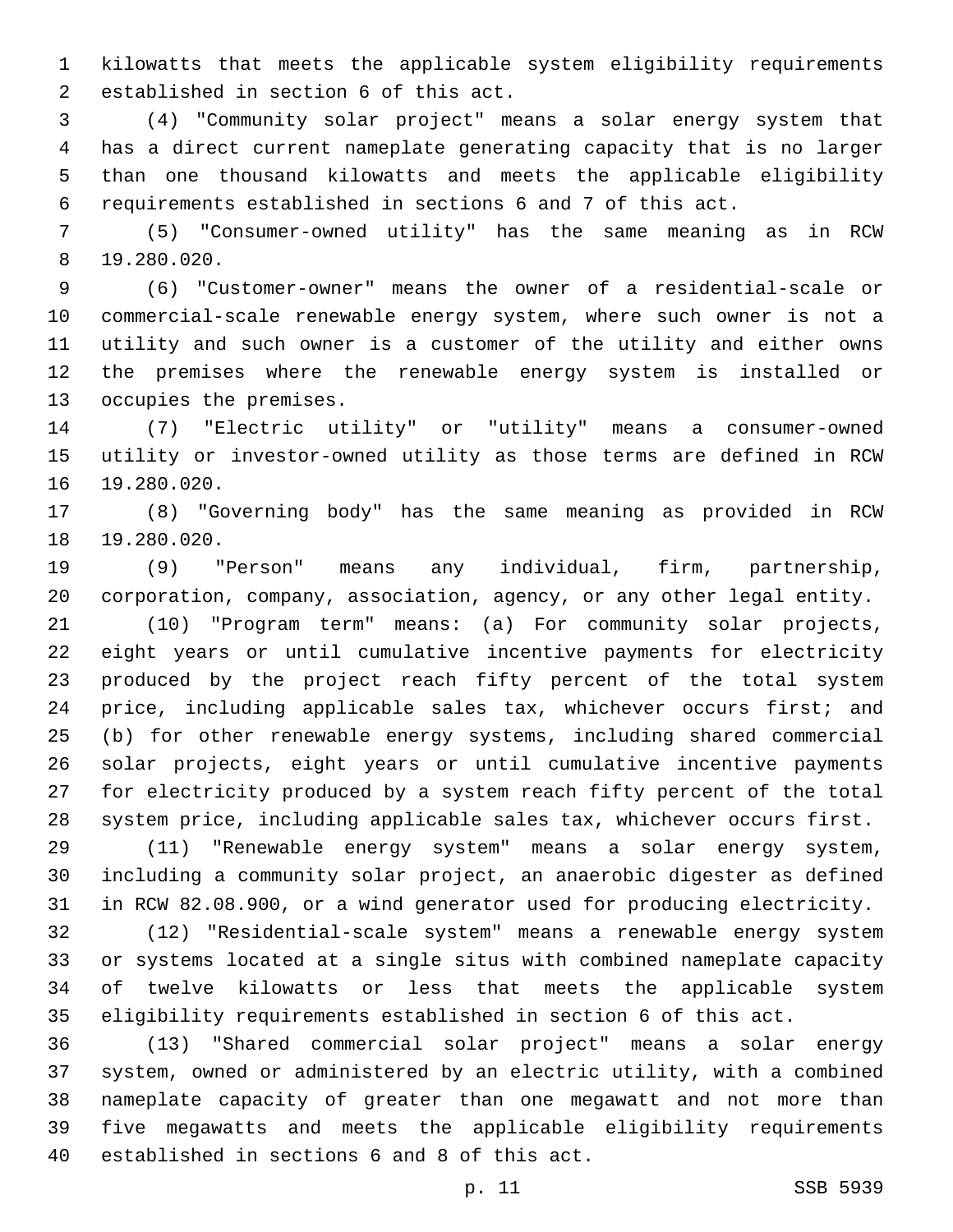kilowatts that meets the applicable system eligibility requirements established in section 6 of this act.

(4) "Community solar project" means a solar energy system that has a direct current nameplate generating capacity that is no larger than one thousand kilowatts and meets the applicable eligibility requirements established in sections 6 and 7 of this act.

(5) "Consumer-owned utility" has the same meaning as in RCW 19.280.020.

(6) "Customer-owner" means the owner of a residential-scale or commercial-scale renewable energy system, where such owner is not a utility and such owner is a customer of the utility and either owns the premises where the renewable energy system is installed or occupies the premises.

(7) "Electric utility" or "utility" means a consumer-owned utility or investor-owned utility as those terms are defined in RCW 19.280.020.

(8) "Governing body" has the same meaning as provided in RCW 19.280.020.

(9) "Person" means any individual, firm, partnership, corporation, company, association, agency, or any other legal entity.

(10) "Program term" means: (a) For community solar projects, eight years or until cumulative incentive payments for electricity produced by the project reach fifty percent of the total system price, including applicable sales tax, whichever occurs first; and (b) for other renewable energy systems, including shared commercial solar projects, eight years or until cumulative incentive payments for electricity produced by a system reach fifty percent of the total system price, including applicable sales tax, whichever occurs first.

(11) "Renewable energy system" means a solar energy system, including a community solar project, an anaerobic digester as defined in RCW 82.08.900, or a wind generator used for producing electricity.

(12) "Residential-scale system" means a renewable energy system or systems located at a single situs with combined nameplate capacity of twelve kilowatts or less that meets the applicable system eligibility requirements established in section 6 of this act.

(13) "Shared commercial solar project" means a solar energy system, owned or administered by an electric utility, with a combined nameplate capacity of greater than one megawatt and not more than five megawatts and meets the applicable eligibility requirements established in sections 6 and 8 of this act.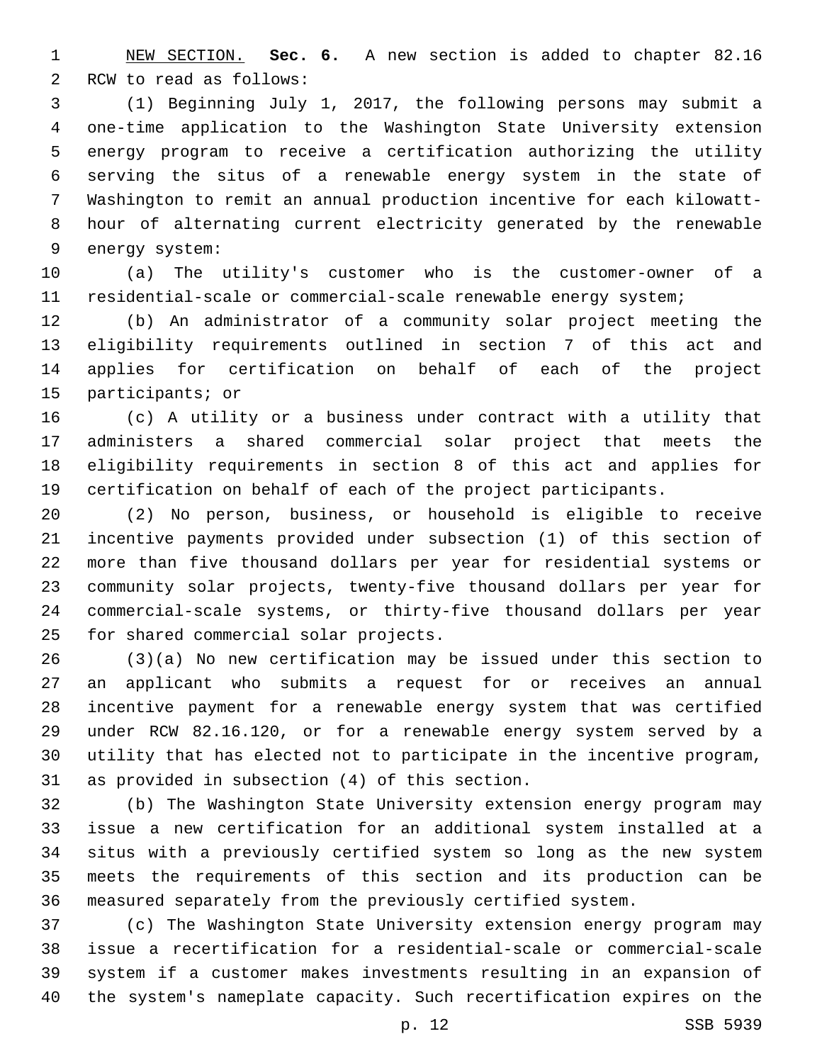NEW SECTION. **Sec. 6.** A new section is added to chapter 82.16 RCW to read as follows:

(1) Beginning July 1, 2017, the following persons may submit a one-time application to the Washington State University extension energy program to receive a certification authorizing the utility serving the situs of a renewable energy system in the state of Washington to remit an annual production incentive for each kilowatt-hour of alternating current electricity generated by the renewable energy system:

(a) The utility's customer who is the customer-owner of a residential-scale or commercial-scale renewable energy system;

(b) An administrator of a community solar project meeting the eligibility requirements outlined in section 7 of this act and applies for certification on behalf of each of the project participants; or

(c) A utility or a business under contract with a utility that administers a shared commercial solar project that meets the eligibility requirements in section 8 of this act and applies for certification on behalf of each of the project participants.

(2) No person, business, or household is eligible to receive incentive payments provided under subsection (1) of this section of more than five thousand dollars per year for residential systems or community solar projects, twenty-five thousand dollars per year for commercial-scale systems, or thirty-five thousand dollars per year for shared commercial solar projects.

(3)(a) No new certification may be issued under this section to an applicant who submits a request for or receives an annual incentive payment for a renewable energy system that was certified under RCW 82.16.120, or for a renewable energy system served by a utility that has elected not to participate in the incentive program, as provided in subsection (4) of this section.

(b) The Washington State University extension energy program may issue a new certification for an additional system installed at a situs with a previously certified system so long as the new system meets the requirements of this section and its production can be measured separately from the previously certified system.

(c) The Washington State University extension energy program may issue a recertification for a residential-scale or commercial-scale system if a customer makes investments resulting in an expansion of the system's nameplate capacity. Such recertification expires on the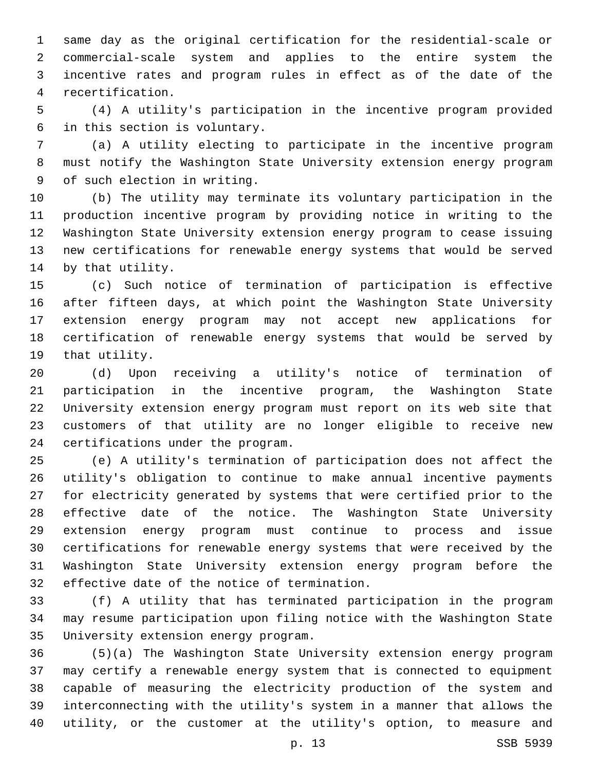same day as the original certification for the residential-scale or commercial-scale system and applies to the entire system the incentive rates and program rules in effect as of the date of the recertification.

(4) A utility's participation in the incentive program provided in this section is voluntary.

(a) A utility electing to participate in the incentive program must notify the Washington State University extension energy program of such election in writing.

(b) The utility may terminate its voluntary participation in the production incentive program by providing notice in writing to the Washington State University extension energy program to cease issuing new certifications for renewable energy systems that would be served by that utility.

(c) Such notice of termination of participation is effective after fifteen days, at which point the Washington State University extension energy program may not accept new applications for certification of renewable energy systems that would be served by that utility.

(d) Upon receiving a utility's notice of termination of participation in the incentive program, the Washington State University extension energy program must report on its web site that customers of that utility are no longer eligible to receive new certifications under the program.

(e) A utility's termination of participation does not affect the utility's obligation to continue to make annual incentive payments for electricity generated by systems that were certified prior to the effective date of the notice. The Washington State University extension energy program must continue to process and issue certifications for renewable energy systems that were received by the Washington State University extension energy program before the effective date of the notice of termination.

(f) A utility that has terminated participation in the program may resume participation upon filing notice with the Washington State University extension energy program.

(5)(a) The Washington State University extension energy program may certify a renewable energy system that is connected to equipment capable of measuring the electricity production of the system and interconnecting with the utility's system in a manner that allows the utility, or the customer at the utility's option, to measure and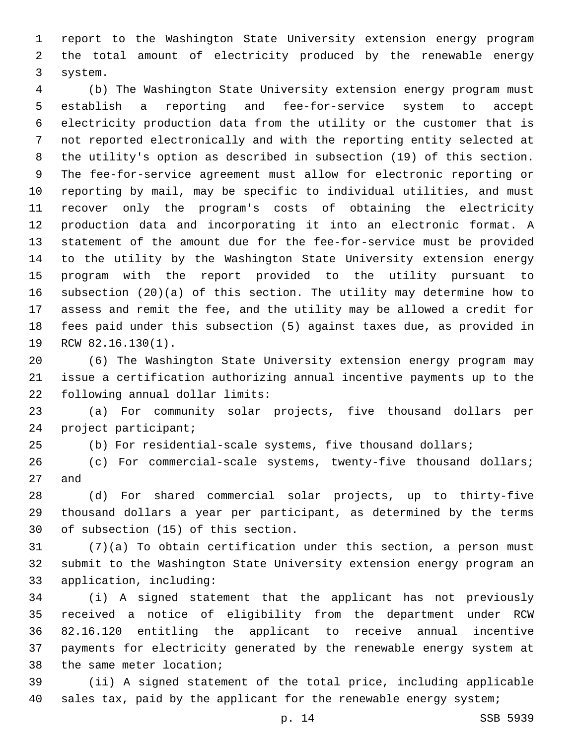report to the Washington State University extension energy program the total amount of electricity produced by the renewable energy system.

(b) The Washington State University extension energy program must establish a reporting and fee-for-service system to accept electricity production data from the utility or the customer that is not reported electronically and with the reporting entity selected at the utility's option as described in subsection (19) of this section. The fee-for-service agreement must allow for electronic reporting or reporting by mail, may be specific to individual utilities, and must recover only the program's costs of obtaining the electricity production data and incorporating it into an electronic format. A statement of the amount due for the fee-for-service must be provided to the utility by the Washington State University extension energy program with the report provided to the utility pursuant to subsection (20)(a) of this section. The utility may determine how to assess and remit the fee, and the utility may be allowed a credit for fees paid under this subsection (5) against taxes due, as provided in RCW 82.16.130(1).

(6) The Washington State University extension energy program may issue a certification authorizing annual incentive payments up to the following annual dollar limits:

(a) For community solar projects, five thousand dollars per project participant;

(b) For residential-scale systems, five thousand dollars;

(c) For commercial-scale systems, twenty-five thousand dollars; and

(d) For shared commercial solar projects, up to thirty-five thousand dollars a year per participant, as determined by the terms of subsection (15) of this section.

(7)(a) To obtain certification under this section, a person must submit to the Washington State University extension energy program an application, including:

(i) A signed statement that the applicant has not previously received a notice of eligibility from the department under RCW 82.16.120 entitling the applicant to receive annual incentive payments for electricity generated by the renewable energy system at the same meter location;

(ii) A signed statement of the total price, including applicable sales tax, paid by the applicant for the renewable energy system;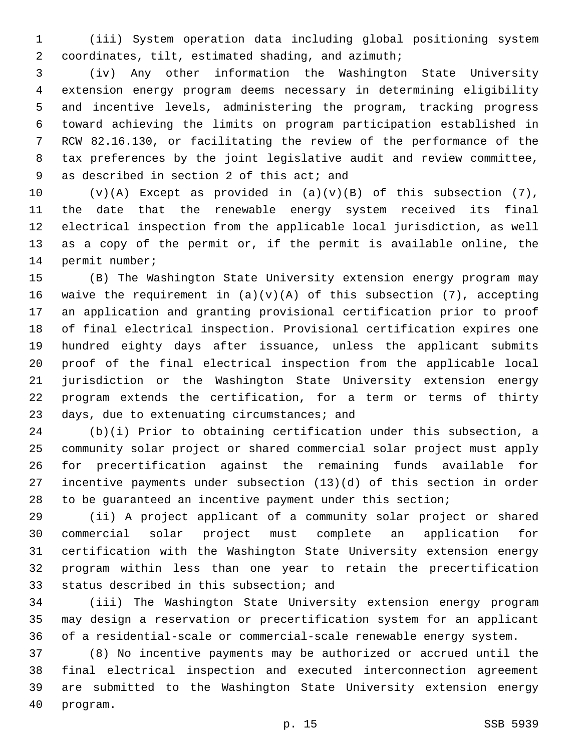(iii) System operation data including global positioning system coordinates, tilt, estimated shading, and azimuth;

(iv) Any other information the Washington State University extension energy program deems necessary in determining eligibility and incentive levels, administering the program, tracking progress toward achieving the limits on program participation established in RCW 82.16.130, or facilitating the review of the performance of the tax preferences by the joint legislative audit and review committee, as described in section 2 of this act; and

(v)(A) Except as provided in (a)(v)(B) of this subsection (7), the date that the renewable energy system received its final electrical inspection from the applicable local jurisdiction, as well as a copy of the permit or, if the permit is available online, the permit number;

(B) The Washington State University extension energy program may waive the requirement in (a)(v)(A) of this subsection (7), accepting an application and granting provisional certification prior to proof of final electrical inspection. Provisional certification expires one hundred eighty days after issuance, unless the applicant submits proof of the final electrical inspection from the applicable local jurisdiction or the Washington State University extension energy program extends the certification, for a term or terms of thirty days, due to extenuating circumstances; and

(b)(i) Prior to obtaining certification under this subsection, a community solar project or shared commercial solar project must apply for precertification against the remaining funds available for incentive payments under subsection (13)(d) of this section in order to be guaranteed an incentive payment under this section;

(ii) A project applicant of a community solar project or shared commercial solar project must complete an application for certification with the Washington State University extension energy program within less than one year to retain the precertification status described in this subsection; and

(iii) The Washington State University extension energy program may design a reservation or precertification system for an applicant of a residential-scale or commercial-scale renewable energy system.

(8) No incentive payments may be authorized or accrued until the final electrical inspection and executed interconnection agreement are submitted to the Washington State University extension energy program.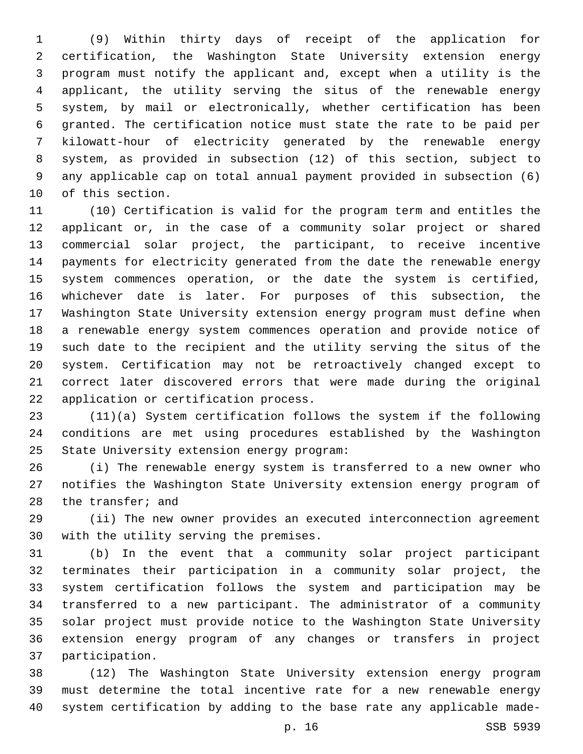(9) Within thirty days of receipt of the application for certification, the Washington State University extension energy program must notify the applicant and, except when a utility is the applicant, the utility serving the situs of the renewable energy system, by mail or electronically, whether certification has been granted. The certification notice must state the rate to be paid per kilowatt-hour of electricity generated by the renewable energy system, as provided in subsection (12) of this section, subject to any applicable cap on total annual payment provided in subsection (6) of this section.

(10) Certification is valid for the program term and entitles the applicant or, in the case of a community solar project or shared commercial solar project, the participant, to receive incentive payments for electricity generated from the date the renewable energy system commences operation, or the date the system is certified, whichever date is later. For purposes of this subsection, the Washington State University extension energy program must define when a renewable energy system commences operation and provide notice of such date to the recipient and the utility serving the situs of the system. Certification may not be retroactively changed except to correct later discovered errors that were made during the original application or certification process.

(11)(a) System certification follows the system if the following conditions are met using procedures established by the Washington State University extension energy program:

(i) The renewable energy system is transferred to a new owner who notifies the Washington State University extension energy program of the transfer; and

(ii) The new owner provides an executed interconnection agreement with the utility serving the premises.

(b) In the event that a community solar project participant terminates their participation in a community solar project, the system certification follows the system and participation may be transferred to a new participant. The administrator of a community solar project must provide notice to the Washington State University extension energy program of any changes or transfers in project participation.

(12) The Washington State University extension energy program must determine the total incentive rate for a new renewable energy system certification by adding to the base rate any applicable made-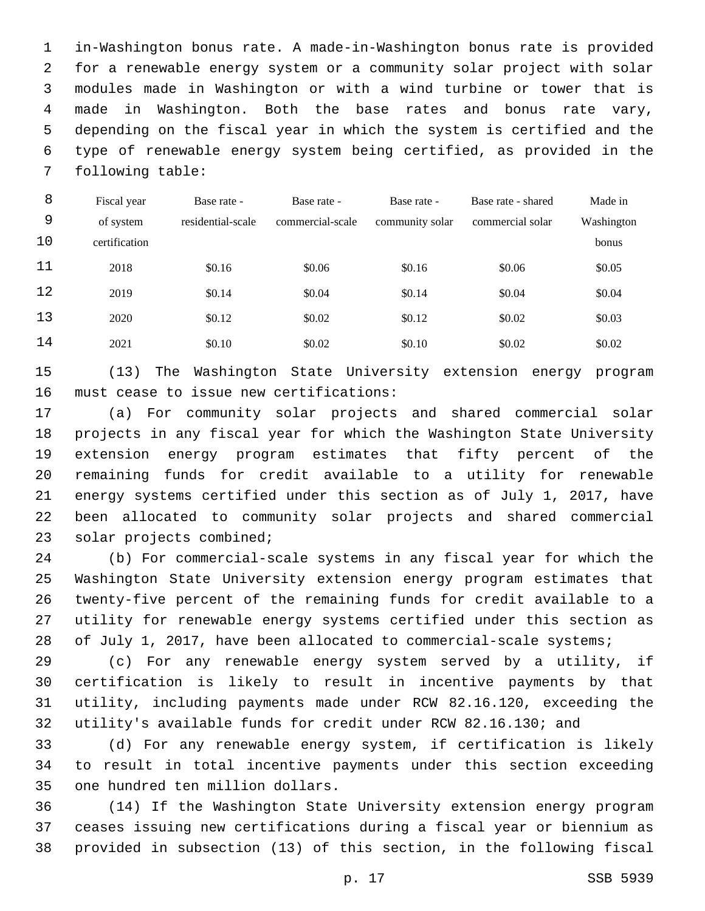in-Washington bonus rate. A made-in-Washington bonus rate is provided for a renewable energy system or a community solar project with solar modules made in Washington or with a wind turbine or tower that is made in Washington. Both the base rates and bonus rate vary, depending on the fiscal year in which the system is certified and the type of renewable energy system being certified, as provided in the following table:

| Fiscal year of system certification | Base rate - residential-scale | Base rate - commercial-scale | Base rate - community solar | Base rate - shared commercial solar | Made in Washington bonus |
|---|---|---|---|---|---|
| 2018 | $0.16 | $0.06 | $0.16 | $0.06 | $0.05 |
| 2019 | $0.14 | $0.04 | $0.14 | $0.04 | $0.04 |
| 2020 | $0.12 | $0.02 | $0.12 | $0.02 | $0.03 |
| 2021 | $0.10 | $0.02 | $0.10 | $0.02 | $0.02 |

(13) The Washington State University extension energy program must cease to issue new certifications:

(a) For community solar projects and shared commercial solar projects in any fiscal year for which the Washington State University extension energy program estimates that fifty percent of the remaining funds for credit available to a utility for renewable energy systems certified under this section as of July 1, 2017, have been allocated to community solar projects and shared commercial solar projects combined;

(b) For commercial-scale systems in any fiscal year for which the Washington State University extension energy program estimates that twenty-five percent of the remaining funds for credit available to a utility for renewable energy systems certified under this section as of July 1, 2017, have been allocated to commercial-scale systems;

(c) For any renewable energy system served by a utility, if certification is likely to result in incentive payments by that utility, including payments made under RCW 82.16.120, exceeding the utility's available funds for credit under RCW 82.16.130; and

(d) For any renewable energy system, if certification is likely to result in total incentive payments under this section exceeding one hundred ten million dollars.

(14) If the Washington State University extension energy program ceases issuing new certifications during a fiscal year or biennium as provided in subsection (13) of this section, in the following fiscal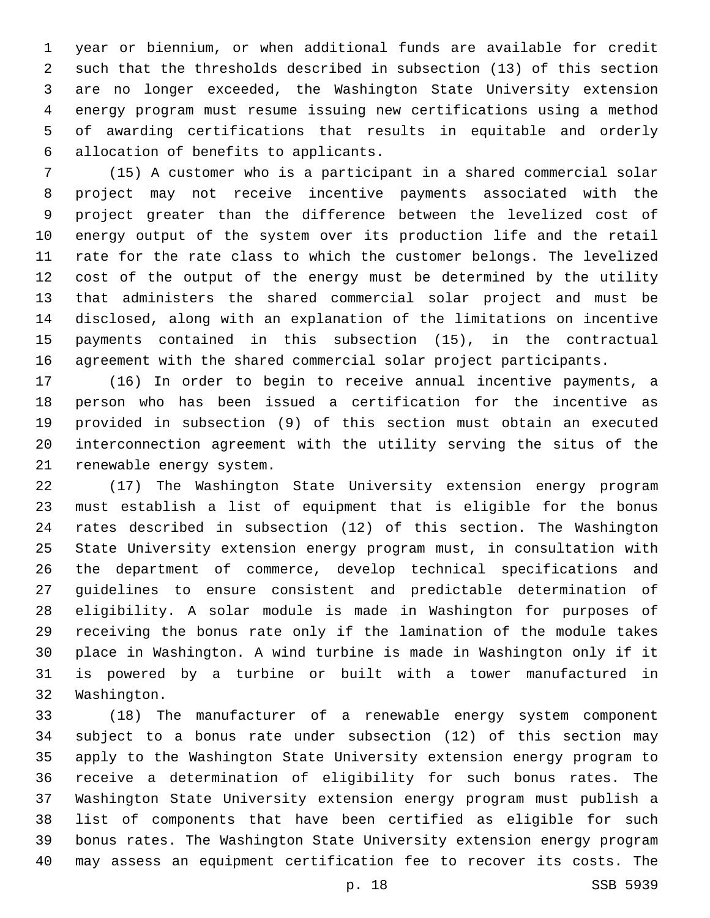year or biennium, or when additional funds are available for credit such that the thresholds described in subsection (13) of this section are no longer exceeded, the Washington State University extension energy program must resume issuing new certifications using a method of awarding certifications that results in equitable and orderly allocation of benefits to applicants.

(15) A customer who is a participant in a shared commercial solar project may not receive incentive payments associated with the project greater than the difference between the levelized cost of energy output of the system over its production life and the retail rate for the rate class to which the customer belongs. The levelized cost of the output of the energy must be determined by the utility that administers the shared commercial solar project and must be disclosed, along with an explanation of the limitations on incentive payments contained in this subsection (15), in the contractual agreement with the shared commercial solar project participants.

(16) In order to begin to receive annual incentive payments, a person who has been issued a certification for the incentive as provided in subsection (9) of this section must obtain an executed interconnection agreement with the utility serving the situs of the renewable energy system.

(17) The Washington State University extension energy program must establish a list of equipment that is eligible for the bonus rates described in subsection (12) of this section. The Washington State University extension energy program must, in consultation with the department of commerce, develop technical specifications and guidelines to ensure consistent and predictable determination of eligibility. A solar module is made in Washington for purposes of receiving the bonus rate only if the lamination of the module takes place in Washington. A wind turbine is made in Washington only if it is powered by a turbine or built with a tower manufactured in Washington.

(18) The manufacturer of a renewable energy system component subject to a bonus rate under subsection (12) of this section may apply to the Washington State University extension energy program to receive a determination of eligibility for such bonus rates. The Washington State University extension energy program must publish a list of components that have been certified as eligible for such bonus rates. The Washington State University extension energy program may assess an equipment certification fee to recover its costs. The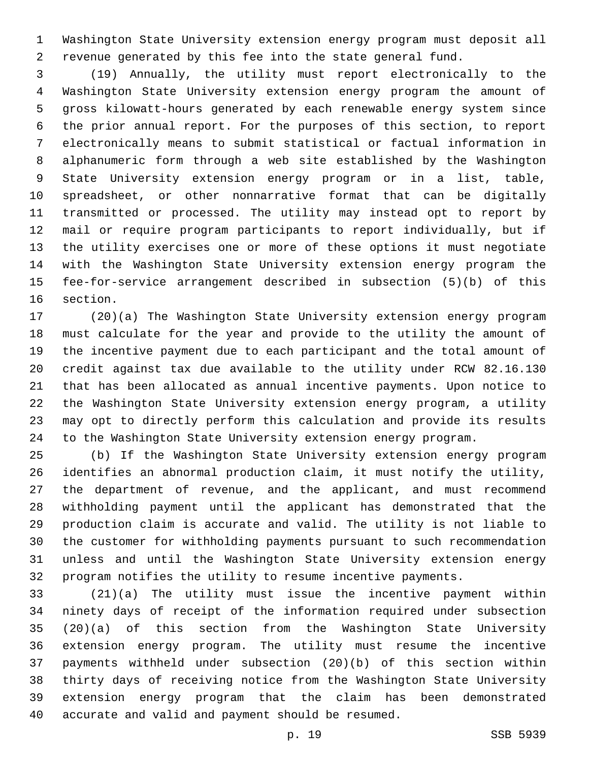Washington State University extension energy program must deposit all revenue generated by this fee into the state general fund.

(19) Annually, the utility must report electronically to the Washington State University extension energy program the amount of gross kilowatt-hours generated by each renewable energy system since the prior annual report. For the purposes of this section, to report electronically means to submit statistical or factual information in alphanumeric form through a web site established by the Washington State University extension energy program or in a list, table, spreadsheet, or other nonnarrative format that can be digitally transmitted or processed. The utility may instead opt to report by mail or require program participants to report individually, but if the utility exercises one or more of these options it must negotiate with the Washington State University extension energy program the fee-for-service arrangement described in subsection (5)(b) of this section.

(20)(a) The Washington State University extension energy program must calculate for the year and provide to the utility the amount of the incentive payment due to each participant and the total amount of credit against tax due available to the utility under RCW 82.16.130 that has been allocated as annual incentive payments. Upon notice to the Washington State University extension energy program, a utility may opt to directly perform this calculation and provide its results to the Washington State University extension energy program.

(b) If the Washington State University extension energy program identifies an abnormal production claim, it must notify the utility, the department of revenue, and the applicant, and must recommend withholding payment until the applicant has demonstrated that the production claim is accurate and valid. The utility is not liable to the customer for withholding payments pursuant to such recommendation unless and until the Washington State University extension energy program notifies the utility to resume incentive payments.

(21)(a) The utility must issue the incentive payment within ninety days of receipt of the information required under subsection (20)(a) of this section from the Washington State University extension energy program. The utility must resume the incentive payments withheld under subsection (20)(b) of this section within thirty days of receiving notice from the Washington State University extension energy program that the claim has been demonstrated accurate and valid and payment should be resumed.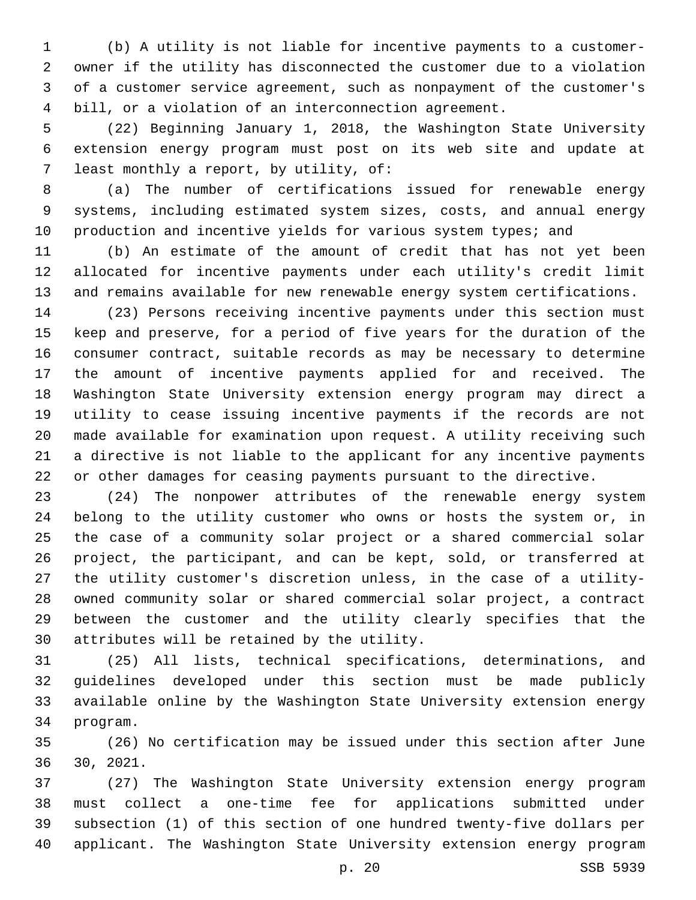(b) A utility is not liable for incentive payments to a customer-owner if the utility has disconnected the customer due to a violation of a customer service agreement, such as nonpayment of the customer's bill, or a violation of an interconnection agreement.

(22) Beginning January 1, 2018, the Washington State University extension energy program must post on its web site and update at least monthly a report, by utility, of:

(a) The number of certifications issued for renewable energy systems, including estimated system sizes, costs, and annual energy production and incentive yields for various system types; and

(b) An estimate of the amount of credit that has not yet been allocated for incentive payments under each utility's credit limit and remains available for new renewable energy system certifications.

(23) Persons receiving incentive payments under this section must keep and preserve, for a period of five years for the duration of the consumer contract, suitable records as may be necessary to determine the amount of incentive payments applied for and received. The Washington State University extension energy program may direct a utility to cease issuing incentive payments if the records are not made available for examination upon request. A utility receiving such a directive is not liable to the applicant for any incentive payments or other damages for ceasing payments pursuant to the directive.

(24) The nonpower attributes of the renewable energy system belong to the utility customer who owns or hosts the system or, in the case of a community solar project or a shared commercial solar project, the participant, and can be kept, sold, or transferred at the utility customer's discretion unless, in the case of a utility-owned community solar or shared commercial solar project, a contract between the customer and the utility clearly specifies that the attributes will be retained by the utility.

(25) All lists, technical specifications, determinations, and guidelines developed under this section must be made publicly available online by the Washington State University extension energy program.

(26) No certification may be issued under this section after June 30, 2021.

(27) The Washington State University extension energy program must collect a one-time fee for applications submitted under subsection (1) of this section of one hundred twenty-five dollars per applicant. The Washington State University extension energy program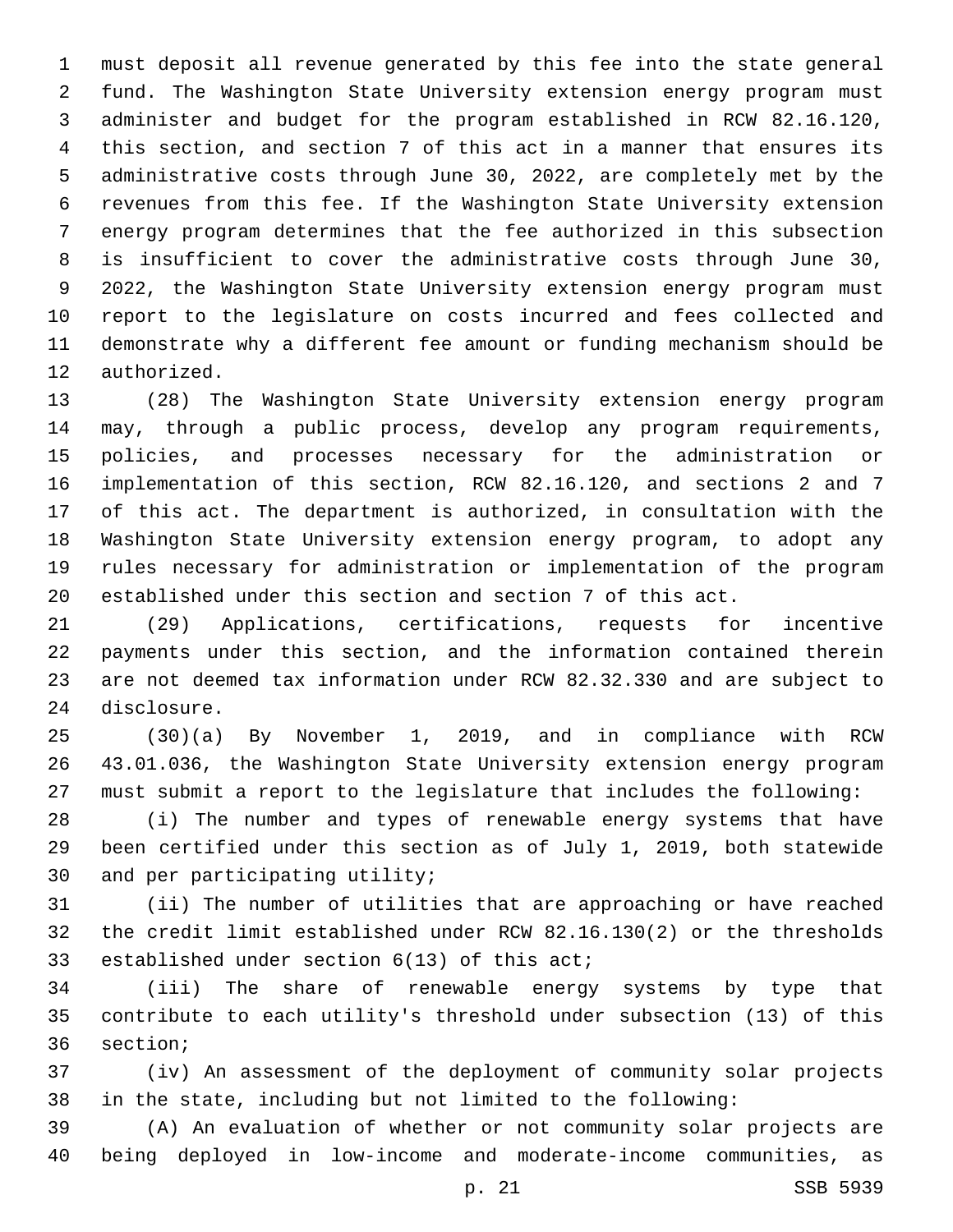must deposit all revenue generated by this fee into the state general fund. The Washington State University extension energy program must administer and budget for the program established in RCW 82.16.120, this section, and section 7 of this act in a manner that ensures its administrative costs through June 30, 2022, are completely met by the revenues from this fee. If the Washington State University extension energy program determines that the fee authorized in this subsection is insufficient to cover the administrative costs through June 30, 2022, the Washington State University extension energy program must report to the legislature on costs incurred and fees collected and demonstrate why a different fee amount or funding mechanism should be authorized.

(28) The Washington State University extension energy program may, through a public process, develop any program requirements, policies, and processes necessary for the administration or implementation of this section, RCW 82.16.120, and sections 2 and 7 of this act. The department is authorized, in consultation with the Washington State University extension energy program, to adopt any rules necessary for administration or implementation of the program established under this section and section 7 of this act.

(29) Applications, certifications, requests for incentive payments under this section, and the information contained therein are not deemed tax information under RCW 82.32.330 and are subject to disclosure.

(30)(a) By November 1, 2019, and in compliance with RCW 43.01.036, the Washington State University extension energy program must submit a report to the legislature that includes the following:

(i) The number and types of renewable energy systems that have been certified under this section as of July 1, 2019, both statewide and per participating utility;

(ii) The number of utilities that are approaching or have reached the credit limit established under RCW 82.16.130(2) or the thresholds established under section 6(13) of this act;

(iii) The share of renewable energy systems by type that contribute to each utility's threshold under subsection (13) of this section;

(iv) An assessment of the deployment of community solar projects in the state, including but not limited to the following:

(A) An evaluation of whether or not community solar projects are being deployed in low-income and moderate-income communities, as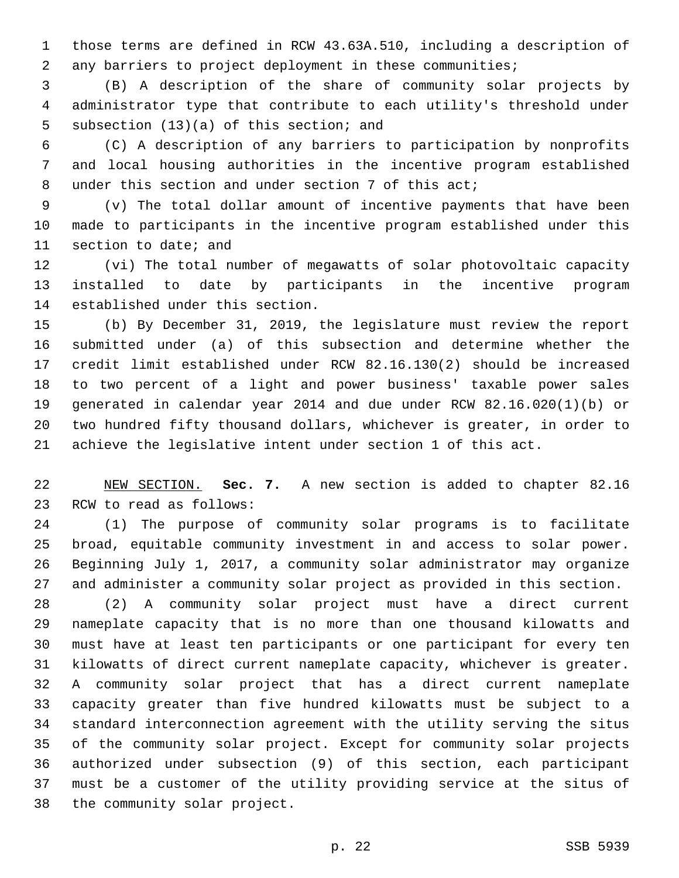those terms are defined in RCW 43.63A.510, including a description of any barriers to project deployment in these communities;

(B) A description of the share of community solar projects by administrator type that contribute to each utility's threshold under subsection (13)(a) of this section; and

(C) A description of any barriers to participation by nonprofits and local housing authorities in the incentive program established under this section and under section 7 of this act;

(v) The total dollar amount of incentive payments that have been made to participants in the incentive program established under this section to date; and

(vi) The total number of megawatts of solar photovoltaic capacity installed to date by participants in the incentive program established under this section.

(b) By December 31, 2019, the legislature must review the report submitted under (a) of this subsection and determine whether the credit limit established under RCW 82.16.130(2) should be increased to two percent of a light and power business' taxable power sales generated in calendar year 2014 and due under RCW 82.16.020(1)(b) or two hundred fifty thousand dollars, whichever is greater, in order to achieve the legislative intent under section 1 of this act.

NEW SECTION. **Sec. 7.** A new section is added to chapter 82.16 RCW to read as follows:

(1) The purpose of community solar programs is to facilitate broad, equitable community investment in and access to solar power. Beginning July 1, 2017, a community solar administrator may organize and administer a community solar project as provided in this section.

(2) A community solar project must have a direct current nameplate capacity that is no more than one thousand kilowatts and must have at least ten participants or one participant for every ten kilowatts of direct current nameplate capacity, whichever is greater. A community solar project that has a direct current nameplate capacity greater than five hundred kilowatts must be subject to a standard interconnection agreement with the utility serving the situs of the community solar project. Except for community solar projects authorized under subsection (9) of this section, each participant must be a customer of the utility providing service at the situs of the community solar project.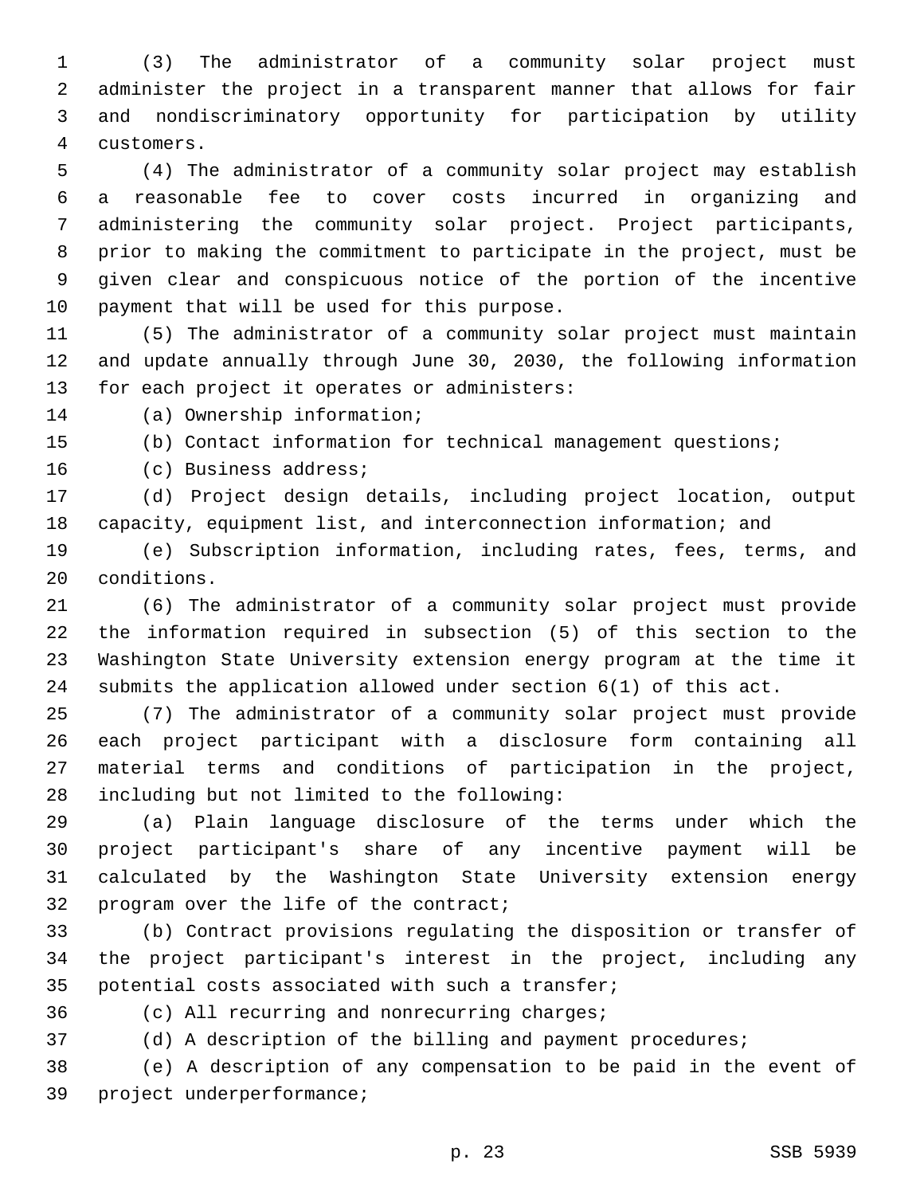(3) The administrator of a community solar project must administer the project in a transparent manner that allows for fair and nondiscriminatory opportunity for participation by utility customers.

(4) The administrator of a community solar project may establish a reasonable fee to cover costs incurred in organizing and administering the community solar project. Project participants, prior to making the commitment to participate in the project, must be given clear and conspicuous notice of the portion of the incentive payment that will be used for this purpose.

(5) The administrator of a community solar project must maintain and update annually through June 30, 2030, the following information for each project it operates or administers:

(a) Ownership information;

(b) Contact information for technical management questions;

(c) Business address;

(d) Project design details, including project location, output capacity, equipment list, and interconnection information; and

(e) Subscription information, including rates, fees, terms, and conditions.

(6) The administrator of a community solar project must provide the information required in subsection (5) of this section to the Washington State University extension energy program at the time it submits the application allowed under section 6(1) of this act.

(7) The administrator of a community solar project must provide each project participant with a disclosure form containing all material terms and conditions of participation in the project, including but not limited to the following:

(a) Plain language disclosure of the terms under which the project participant's share of any incentive payment will be calculated by the Washington State University extension energy program over the life of the contract;

(b) Contract provisions regulating the disposition or transfer of the project participant's interest in the project, including any potential costs associated with such a transfer;

(c) All recurring and nonrecurring charges;

(d) A description of the billing and payment procedures;

(e) A description of any compensation to be paid in the event of project underperformance;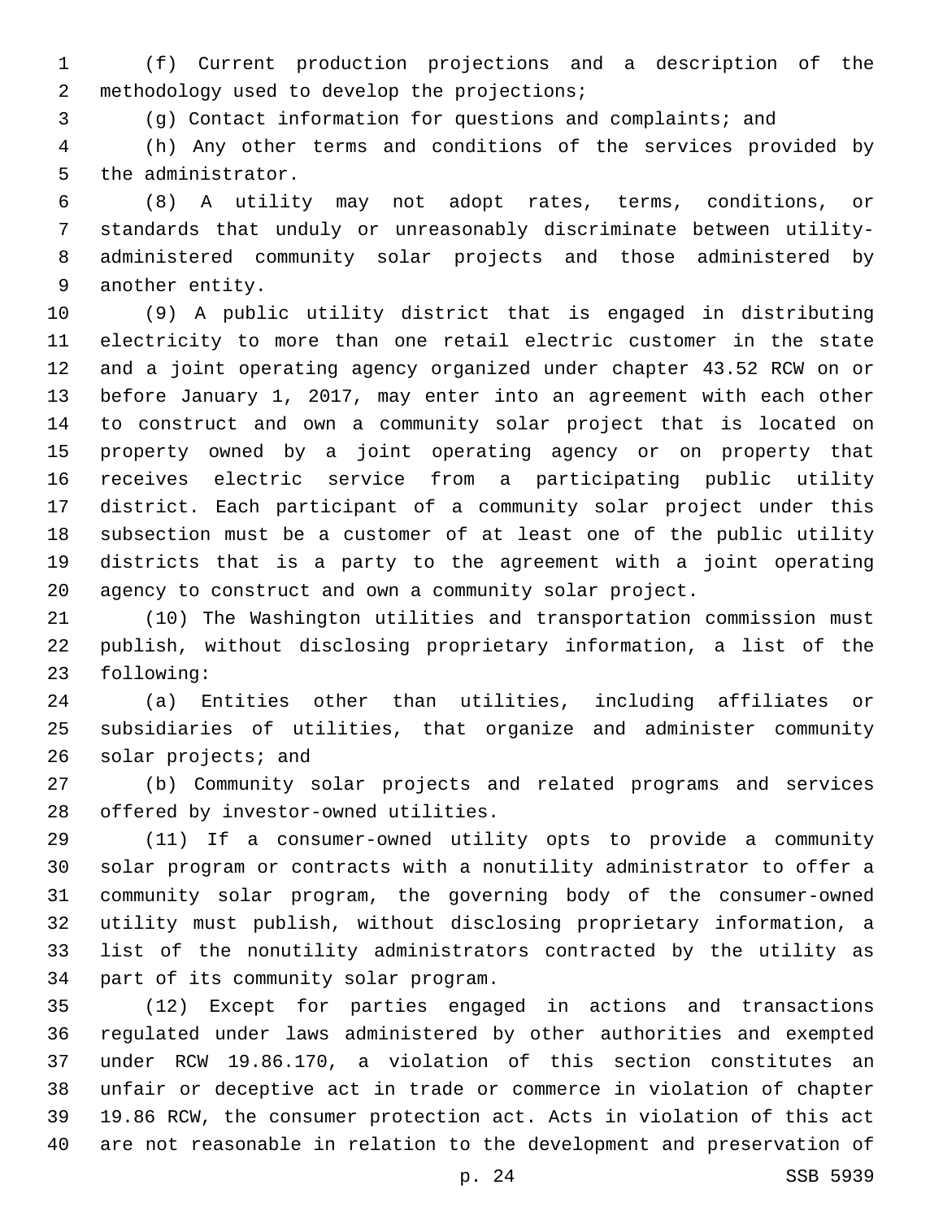(f) Current production projections and a description of the methodology used to develop the projections;

(g) Contact information for questions and complaints; and

(h) Any other terms and conditions of the services provided by the administrator.

(8) A utility may not adopt rates, terms, conditions, or standards that unduly or unreasonably discriminate between utility-administered community solar projects and those administered by another entity.

(9) A public utility district that is engaged in distributing electricity to more than one retail electric customer in the state and a joint operating agency organized under chapter 43.52 RCW on or before January 1, 2017, may enter into an agreement with each other to construct and own a community solar project that is located on property owned by a joint operating agency or on property that receives electric service from a participating public utility district. Each participant of a community solar project under this subsection must be a customer of at least one of the public utility districts that is a party to the agreement with a joint operating agency to construct and own a community solar project.

(10) The Washington utilities and transportation commission must publish, without disclosing proprietary information, a list of the following:

(a) Entities other than utilities, including affiliates or subsidiaries of utilities, that organize and administer community solar projects; and

(b) Community solar projects and related programs and services offered by investor-owned utilities.

(11) If a consumer-owned utility opts to provide a community solar program or contracts with a nonutility administrator to offer a community solar program, the governing body of the consumer-owned utility must publish, without disclosing proprietary information, a list of the nonutility administrators contracted by the utility as part of its community solar program.

(12) Except for parties engaged in actions and transactions regulated under laws administered by other authorities and exempted under RCW 19.86.170, a violation of this section constitutes an unfair or deceptive act in trade or commerce in violation of chapter 19.86 RCW, the consumer protection act. Acts in violation of this act are not reasonable in relation to the development and preservation of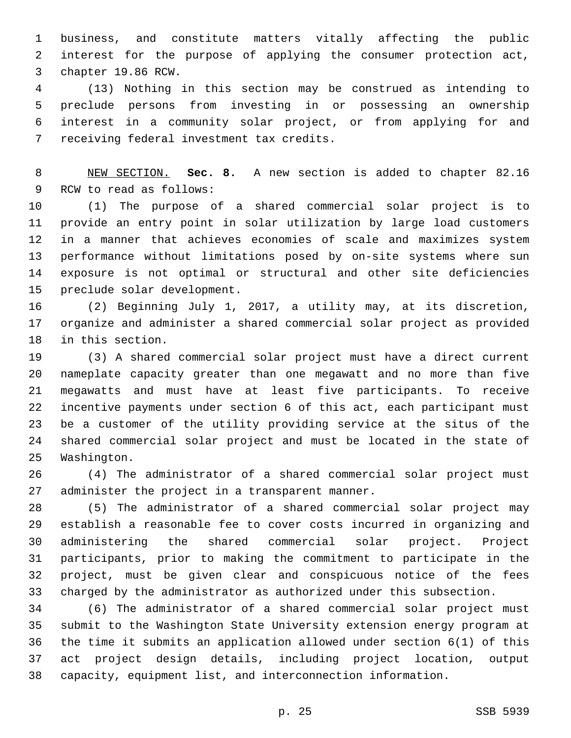business, and constitute matters vitally affecting the public interest for the purpose of applying the consumer protection act, chapter 19.86 RCW.

(13) Nothing in this section may be construed as intending to preclude persons from investing in or possessing an ownership interest in a community solar project, or from applying for and receiving federal investment tax credits.

NEW SECTION. **Sec. 8.** A new section is added to chapter 82.16 RCW to read as follows:

(1) The purpose of a shared commercial solar project is to provide an entry point in solar utilization by large load customers in a manner that achieves economies of scale and maximizes system performance without limitations posed by on-site systems where sun exposure is not optimal or structural and other site deficiencies preclude solar development.

(2) Beginning July 1, 2017, a utility may, at its discretion, organize and administer a shared commercial solar project as provided in this section.

(3) A shared commercial solar project must have a direct current nameplate capacity greater than one megawatt and no more than five megawatts and must have at least five participants. To receive incentive payments under section 6 of this act, each participant must be a customer of the utility providing service at the situs of the shared commercial solar project and must be located in the state of Washington.

(4) The administrator of a shared commercial solar project must administer the project in a transparent manner.

(5) The administrator of a shared commercial solar project may establish a reasonable fee to cover costs incurred in organizing and administering the shared commercial solar project. Project participants, prior to making the commitment to participate in the project, must be given clear and conspicuous notice of the fees charged by the administrator as authorized under this subsection.

(6) The administrator of a shared commercial solar project must submit to the Washington State University extension energy program at the time it submits an application allowed under section 6(1) of this act project design details, including project location, output capacity, equipment list, and interconnection information.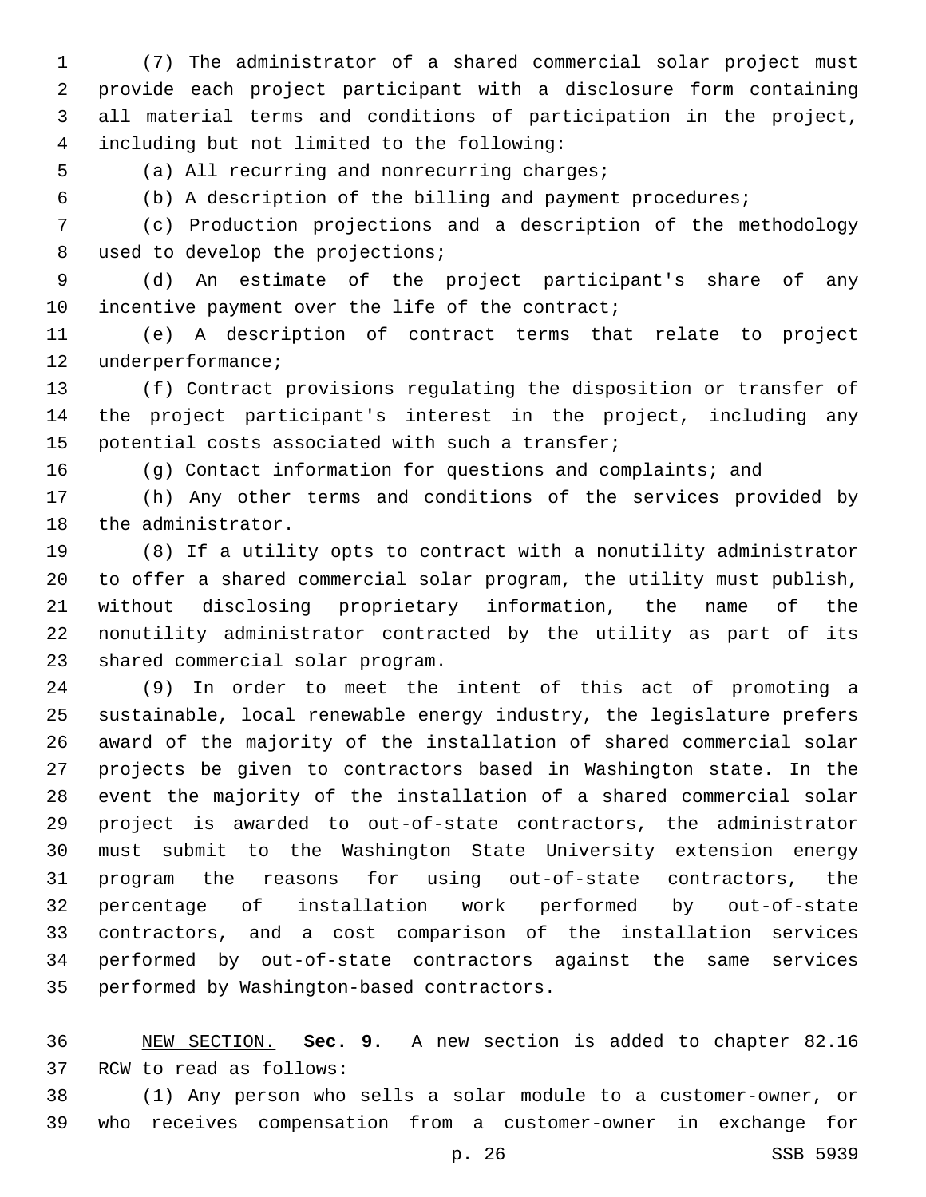(7) The administrator of a shared commercial solar project must provide each project participant with a disclosure form containing all material terms and conditions of participation in the project, including but not limited to the following:

(a) All recurring and nonrecurring charges;

(b) A description of the billing and payment procedures;

(c) Production projections and a description of the methodology used to develop the projections;

(d) An estimate of the project participant's share of any incentive payment over the life of the contract;

(e) A description of contract terms that relate to project underperformance;

(f) Contract provisions regulating the disposition or transfer of the project participant's interest in the project, including any potential costs associated with such a transfer;

(g) Contact information for questions and complaints; and

(h) Any other terms and conditions of the services provided by the administrator.

(8) If a utility opts to contract with a nonutility administrator to offer a shared commercial solar program, the utility must publish, without disclosing proprietary information, the name of the nonutility administrator contracted by the utility as part of its shared commercial solar program.

(9) In order to meet the intent of this act of promoting a sustainable, local renewable energy industry, the legislature prefers award of the majority of the installation of shared commercial solar projects be given to contractors based in Washington state. In the event the majority of the installation of a shared commercial solar project is awarded to out-of-state contractors, the administrator must submit to the Washington State University extension energy program the reasons for using out-of-state contractors, the percentage of installation work performed by out-of-state contractors, and a cost comparison of the installation services performed by out-of-state contractors against the same services performed by Washington-based contractors.

NEW SECTION. **Sec. 9.** A new section is added to chapter 82.16 RCW to read as follows:

(1) Any person who sells a solar module to a customer-owner, or who receives compensation from a customer-owner in exchange for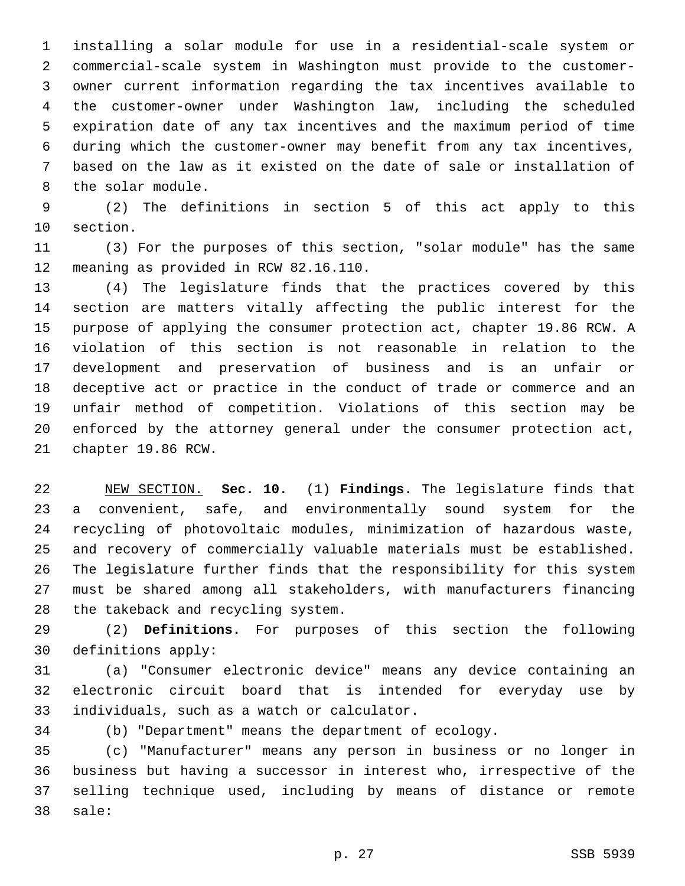installing a solar module for use in a residential-scale system or commercial-scale system in Washington must provide to the customer-owner current information regarding the tax incentives available to the customer-owner under Washington law, including the scheduled expiration date of any tax incentives and the maximum period of time during which the customer-owner may benefit from any tax incentives, based on the law as it existed on the date of sale or installation of the solar module.

(2) The definitions in section 5 of this act apply to this section.

(3) For the purposes of this section, "solar module" has the same meaning as provided in RCW 82.16.110.

(4) The legislature finds that the practices covered by this section are matters vitally affecting the public interest for the purpose of applying the consumer protection act, chapter 19.86 RCW. A violation of this section is not reasonable in relation to the development and preservation of business and is an unfair or deceptive act or practice in the conduct of trade or commerce and an unfair method of competition. Violations of this section may be enforced by the attorney general under the consumer protection act, chapter 19.86 RCW.

NEW SECTION. **Sec. 10.** (1) **Findings.** The legislature finds that a convenient, safe, and environmentally sound system for the recycling of photovoltaic modules, minimization of hazardous waste, and recovery of commercially valuable materials must be established. The legislature further finds that the responsibility for this system must be shared among all stakeholders, with manufacturers financing the takeback and recycling system.

(2) **Definitions.** For purposes of this section the following definitions apply:

(a) "Consumer electronic device" means any device containing an electronic circuit board that is intended for everyday use by individuals, such as a watch or calculator.

(b) "Department" means the department of ecology.

(c) "Manufacturer" means any person in business or no longer in business but having a successor in interest who, irrespective of the selling technique used, including by means of distance or remote sale: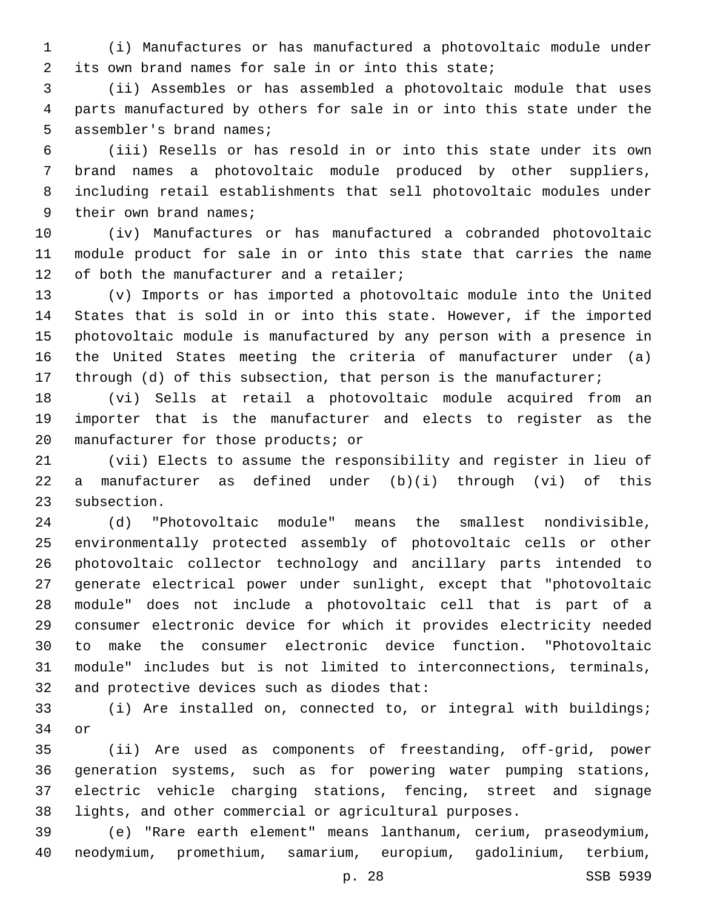(i) Manufactures or has manufactured a photovoltaic module under its own brand names for sale in or into this state;

(ii) Assembles or has assembled a photovoltaic module that uses parts manufactured by others for sale in or into this state under the assembler's brand names;

(iii) Resells or has resold in or into this state under its own brand names a photovoltaic module produced by other suppliers, including retail establishments that sell photovoltaic modules under their own brand names;

(iv) Manufactures or has manufactured a cobranded photovoltaic module product for sale in or into this state that carries the name of both the manufacturer and a retailer;

(v) Imports or has imported a photovoltaic module into the United States that is sold in or into this state. However, if the imported photovoltaic module is manufactured by any person with a presence in the United States meeting the criteria of manufacturer under (a) through (d) of this subsection, that person is the manufacturer;

(vi) Sells at retail a photovoltaic module acquired from an importer that is the manufacturer and elects to register as the manufacturer for those products; or

(vii) Elects to assume the responsibility and register in lieu of a manufacturer as defined under (b)(i) through (vi) of this subsection.

(d) "Photovoltaic module" means the smallest nondivisible, environmentally protected assembly of photovoltaic cells or other photovoltaic collector technology and ancillary parts intended to generate electrical power under sunlight, except that "photovoltaic module" does not include a photovoltaic cell that is part of a consumer electronic device for which it provides electricity needed to make the consumer electronic device function. "Photovoltaic module" includes but is not limited to interconnections, terminals, and protective devices such as diodes that:

(i) Are installed on, connected to, or integral with buildings; or

(ii) Are used as components of freestanding, off-grid, power generation systems, such as for powering water pumping stations, electric vehicle charging stations, fencing, street and signage lights, and other commercial or agricultural purposes.

(e) "Rare earth element" means lanthanum, cerium, praseodymium, neodymium, promethium, samarium, europium, gadolinium, terbium,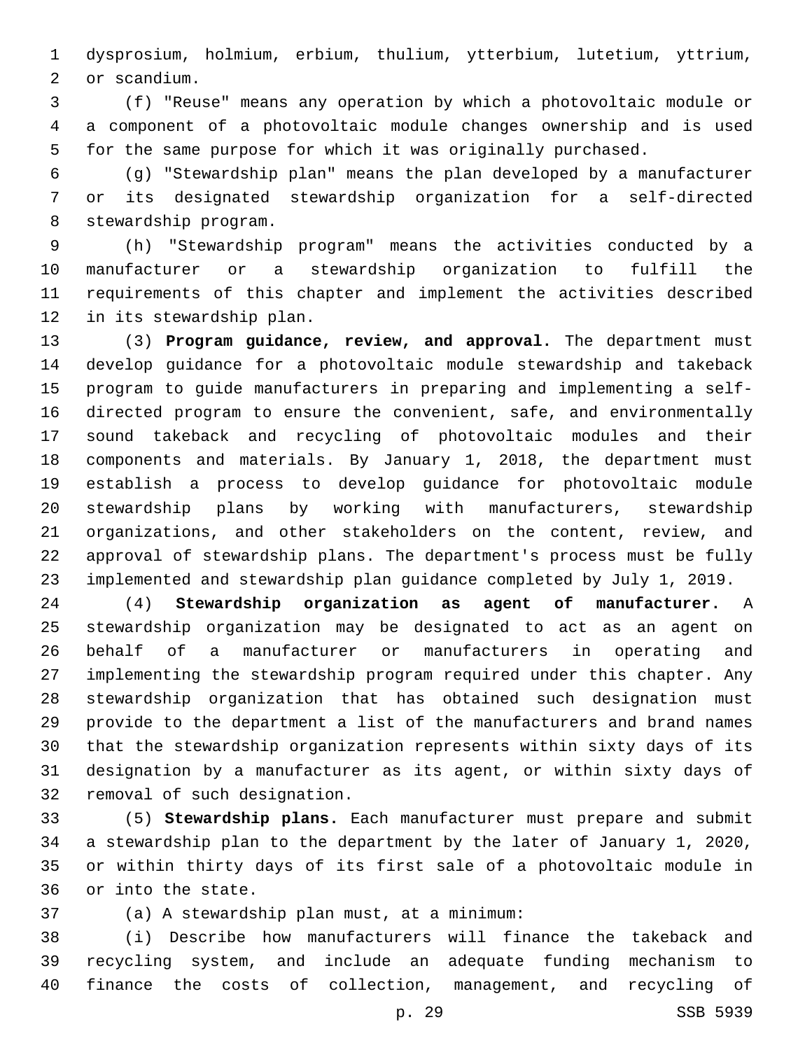dysprosium, holmium, erbium, thulium, ytterbium, lutetium, yttrium, or scandium.

(f) "Reuse" means any operation by which a photovoltaic module or a component of a photovoltaic module changes ownership and is used for the same purpose for which it was originally purchased.

(g) "Stewardship plan" means the plan developed by a manufacturer or its designated stewardship organization for a self-directed stewardship program.

(h) "Stewardship program" means the activities conducted by a manufacturer or a stewardship organization to fulfill the requirements of this chapter and implement the activities described in its stewardship plan.

(3) **Program guidance, review, and approval.** The department must develop guidance for a photovoltaic module stewardship and takeback program to guide manufacturers in preparing and implementing a self-directed program to ensure the convenient, safe, and environmentally sound takeback and recycling of photovoltaic modules and their components and materials. By January 1, 2018, the department must establish a process to develop guidance for photovoltaic module stewardship plans by working with manufacturers, stewardship organizations, and other stakeholders on the content, review, and approval of stewardship plans. The department's process must be fully implemented and stewardship plan guidance completed by July 1, 2019.

(4) **Stewardship organization as agent of manufacturer.** A stewardship organization may be designated to act as an agent on behalf of a manufacturer or manufacturers in operating and implementing the stewardship program required under this chapter. Any stewardship organization that has obtained such designation must provide to the department a list of the manufacturers and brand names that the stewardship organization represents within sixty days of its designation by a manufacturer as its agent, or within sixty days of removal of such designation.

(5) **Stewardship plans.** Each manufacturer must prepare and submit a stewardship plan to the department by the later of January 1, 2020, or within thirty days of its first sale of a photovoltaic module in or into the state.

(a) A stewardship plan must, at a minimum:

(i) Describe how manufacturers will finance the takeback and recycling system, and include an adequate funding mechanism to finance the costs of collection, management, and recycling of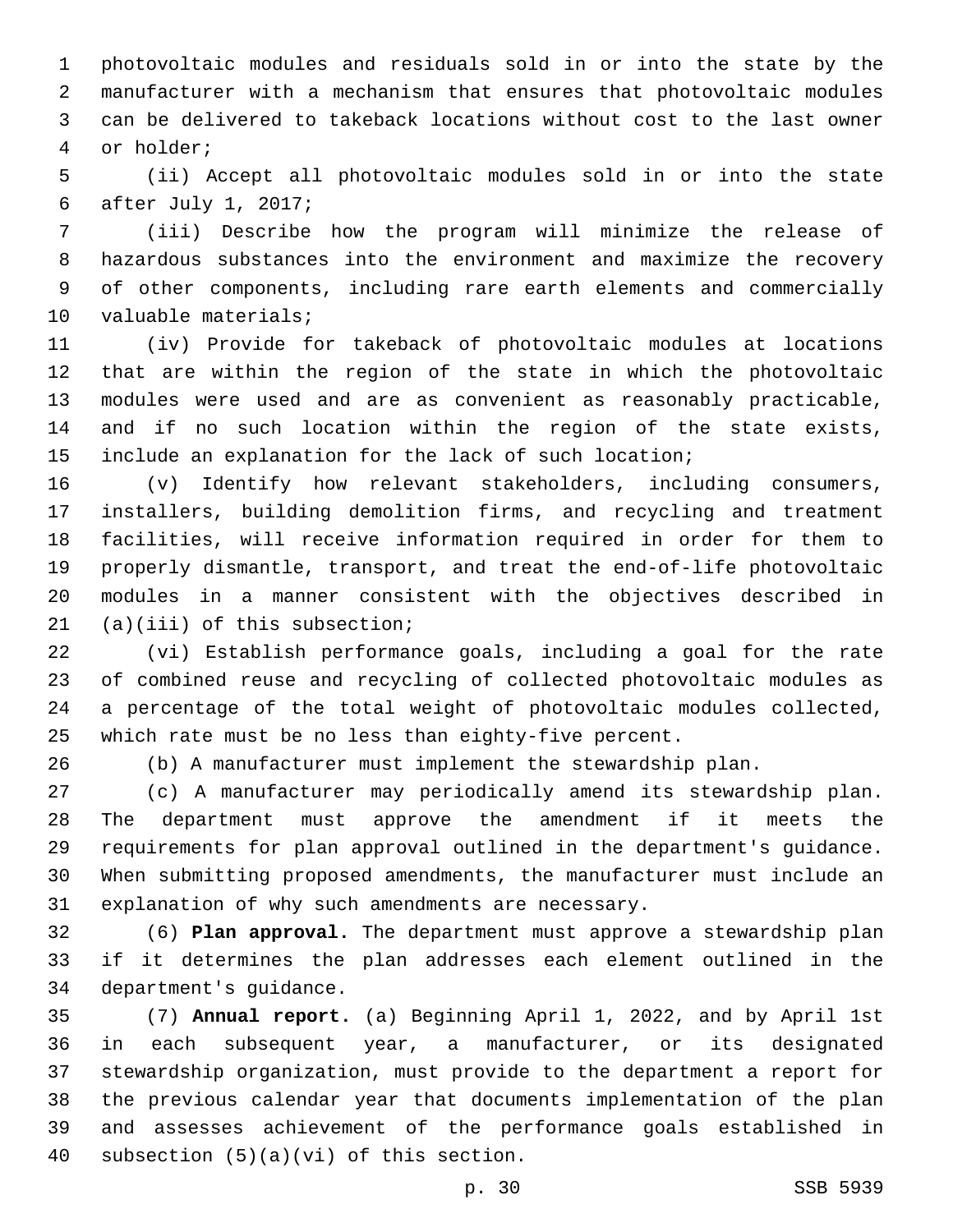photovoltaic modules and residuals sold in or into the state by the manufacturer with a mechanism that ensures that photovoltaic modules can be delivered to takeback locations without cost to the last owner or holder;

(ii) Accept all photovoltaic modules sold in or into the state after July 1, 2017;

(iii) Describe how the program will minimize the release of hazardous substances into the environment and maximize the recovery of other components, including rare earth elements and commercially valuable materials;

(iv) Provide for takeback of photovoltaic modules at locations that are within the region of the state in which the photovoltaic modules were used and are as convenient as reasonably practicable, and if no such location within the region of the state exists, include an explanation for the lack of such location;

(v) Identify how relevant stakeholders, including consumers, installers, building demolition firms, and recycling and treatment facilities, will receive information required in order for them to properly dismantle, transport, and treat the end-of-life photovoltaic modules in a manner consistent with the objectives described in (a)(iii) of this subsection;

(vi) Establish performance goals, including a goal for the rate of combined reuse and recycling of collected photovoltaic modules as a percentage of the total weight of photovoltaic modules collected, which rate must be no less than eighty-five percent.

(b) A manufacturer must implement the stewardship plan.

(c) A manufacturer may periodically amend its stewardship plan. The department must approve the amendment if it meets the requirements for plan approval outlined in the department's guidance. When submitting proposed amendments, the manufacturer must include an explanation of why such amendments are necessary.

(6) **Plan approval.** The department must approve a stewardship plan if it determines the plan addresses each element outlined in the department's guidance.

(7) **Annual report.** (a) Beginning April 1, 2022, and by April 1st in each subsequent year, a manufacturer, or its designated stewardship organization, must provide to the department a report for the previous calendar year that documents implementation of the plan and assesses achievement of the performance goals established in subsection (5)(a)(vi) of this section.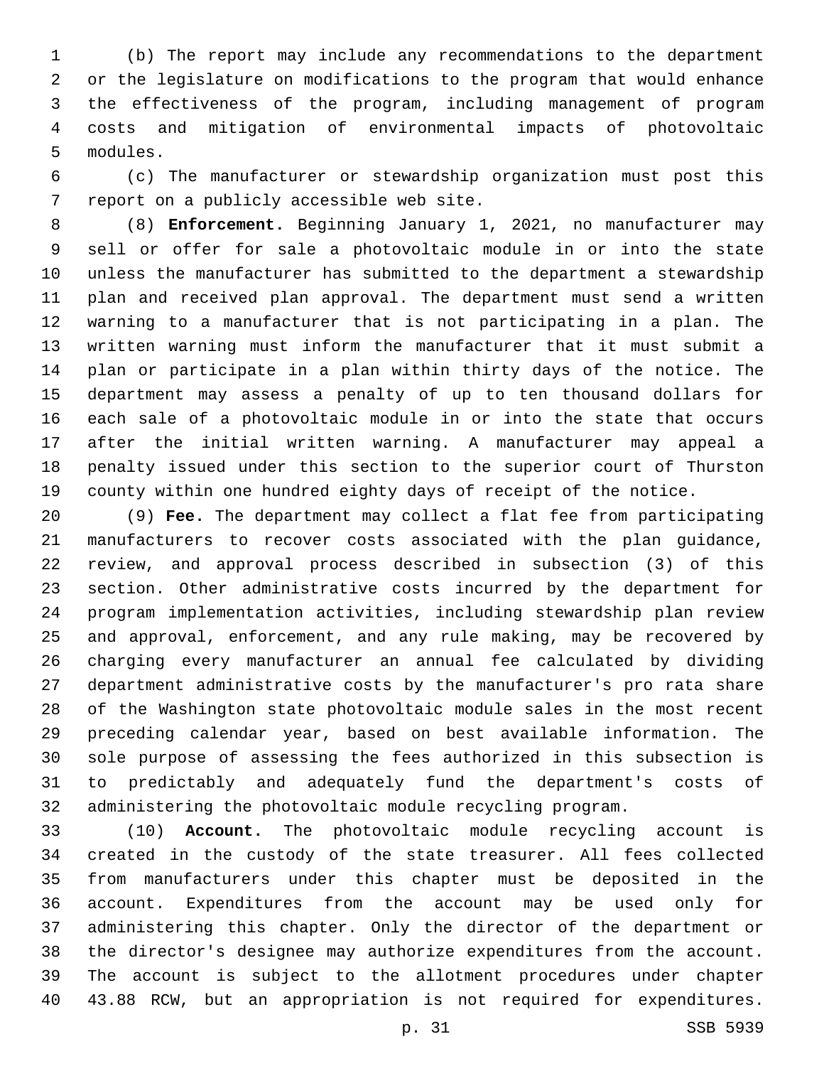(b) The report may include any recommendations to the department or the legislature on modifications to the program that would enhance the effectiveness of the program, including management of program costs and mitigation of environmental impacts of photovoltaic modules.

(c) The manufacturer or stewardship organization must post this report on a publicly accessible web site.

(8) **Enforcement.** Beginning January 1, 2021, no manufacturer may sell or offer for sale a photovoltaic module in or into the state unless the manufacturer has submitted to the department a stewardship plan and received plan approval. The department must send a written warning to a manufacturer that is not participating in a plan. The written warning must inform the manufacturer that it must submit a plan or participate in a plan within thirty days of the notice. The department may assess a penalty of up to ten thousand dollars for each sale of a photovoltaic module in or into the state that occurs after the initial written warning. A manufacturer may appeal a penalty issued under this section to the superior court of Thurston county within one hundred eighty days of receipt of the notice.

(9) **Fee.** The department may collect a flat fee from participating manufacturers to recover costs associated with the plan guidance, review, and approval process described in subsection (3) of this section. Other administrative costs incurred by the department for program implementation activities, including stewardship plan review and approval, enforcement, and any rule making, may be recovered by charging every manufacturer an annual fee calculated by dividing department administrative costs by the manufacturer's pro rata share of the Washington state photovoltaic module sales in the most recent preceding calendar year, based on best available information. The sole purpose of assessing the fees authorized in this subsection is to predictably and adequately fund the department's costs of administering the photovoltaic module recycling program.

(10) **Account.** The photovoltaic module recycling account is created in the custody of the state treasurer. All fees collected from manufacturers under this chapter must be deposited in the account. Expenditures from the account may be used only for administering this chapter. Only the director of the department or the director's designee may authorize expenditures from the account. The account is subject to the allotment procedures under chapter 43.88 RCW, but an appropriation is not required for expenditures.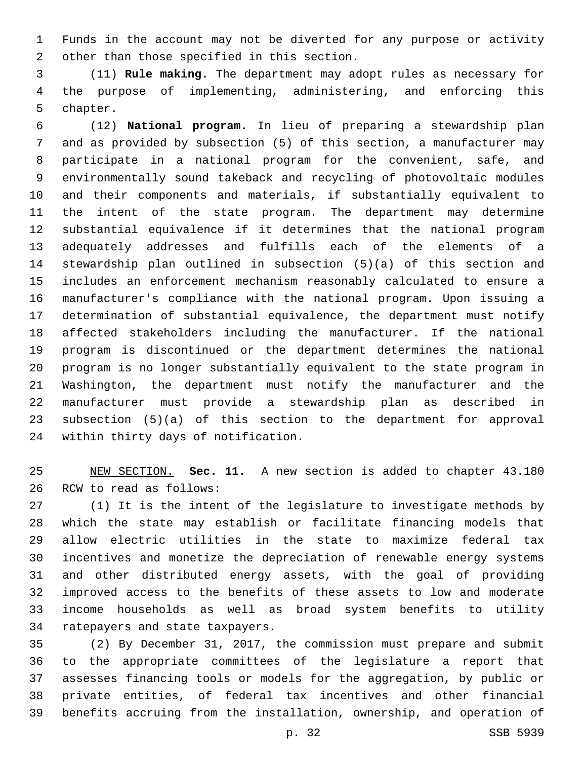Funds in the account may not be diverted for any purpose or activity other than those specified in this section.

(11) **Rule making.** The department may adopt rules as necessary for the purpose of implementing, administering, and enforcing this chapter.

(12) **National program.** In lieu of preparing a stewardship plan and as provided by subsection (5) of this section, a manufacturer may participate in a national program for the convenient, safe, and environmentally sound takeback and recycling of photovoltaic modules and their components and materials, if substantially equivalent to the intent of the state program. The department may determine substantial equivalence if it determines that the national program adequately addresses and fulfills each of the elements of a stewardship plan outlined in subsection (5)(a) of this section and includes an enforcement mechanism reasonably calculated to ensure a manufacturer's compliance with the national program. Upon issuing a determination of substantial equivalence, the department must notify affected stakeholders including the manufacturer. If the national program is discontinued or the department determines the national program is no longer substantially equivalent to the state program in Washington, the department must notify the manufacturer and the manufacturer must provide a stewardship plan as described in subsection (5)(a) of this section to the department for approval within thirty days of notification.

NEW SECTION. **Sec. 11.** A new section is added to chapter 43.180 RCW to read as follows:

(1) It is the intent of the legislature to investigate methods by which the state may establish or facilitate financing models that allow electric utilities in the state to maximize federal tax incentives and monetize the depreciation of renewable energy systems and other distributed energy assets, with the goal of providing improved access to the benefits of these assets to low and moderate income households as well as broad system benefits to utility ratepayers and state taxpayers.

(2) By December 31, 2017, the commission must prepare and submit to the appropriate committees of the legislature a report that assesses financing tools or models for the aggregation, by public or private entities, of federal tax incentives and other financial benefits accruing from the installation, ownership, and operation of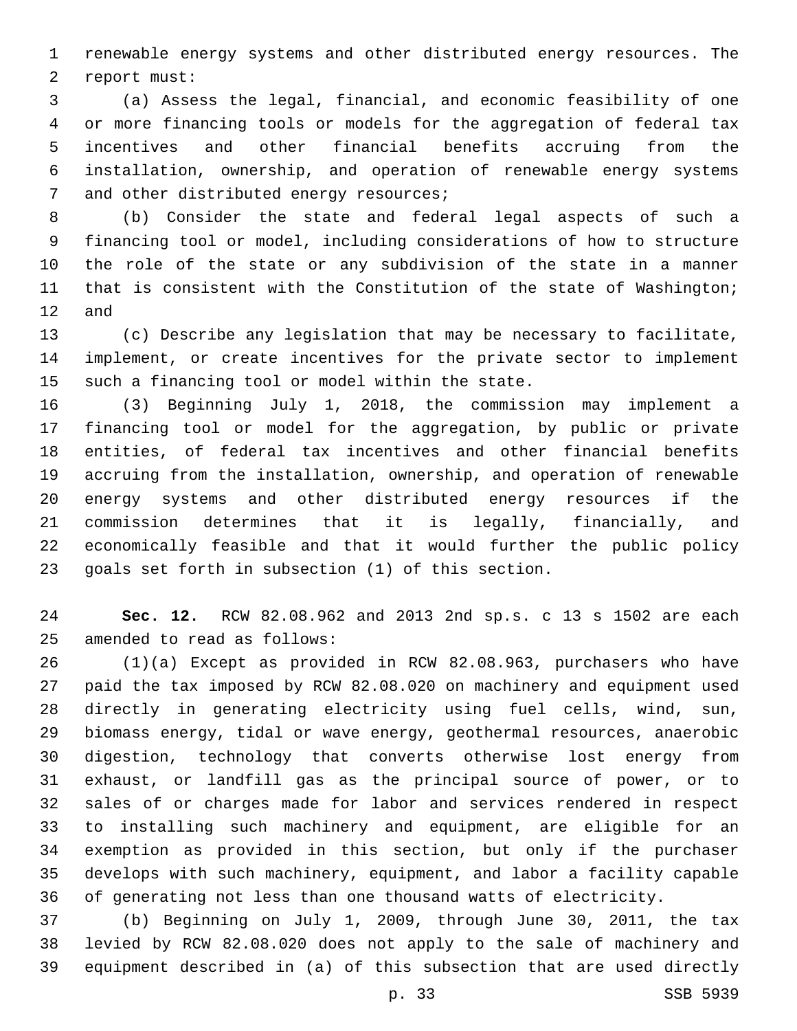renewable energy systems and other distributed energy resources. The report must:

(a) Assess the legal, financial, and economic feasibility of one or more financing tools or models for the aggregation of federal tax incentives and other financial benefits accruing from the installation, ownership, and operation of renewable energy systems and other distributed energy resources;

(b) Consider the state and federal legal aspects of such a financing tool or model, including considerations of how to structure the role of the state or any subdivision of the state in a manner that is consistent with the Constitution of the state of Washington; and

(c) Describe any legislation that may be necessary to facilitate, implement, or create incentives for the private sector to implement such a financing tool or model within the state.

(3) Beginning July 1, 2018, the commission may implement a financing tool or model for the aggregation, by public or private entities, of federal tax incentives and other financial benefits accruing from the installation, ownership, and operation of renewable energy systems and other distributed energy resources if the commission determines that it is legally, financially, and economically feasible and that it would further the public policy goals set forth in subsection (1) of this section.

**Sec. 12.** RCW 82.08.962 and 2013 2nd sp.s. c 13 s 1502 are each amended to read as follows:

(1)(a) Except as provided in RCW 82.08.963, purchasers who have paid the tax imposed by RCW 82.08.020 on machinery and equipment used directly in generating electricity using fuel cells, wind, sun, biomass energy, tidal or wave energy, geothermal resources, anaerobic digestion, technology that converts otherwise lost energy from exhaust, or landfill gas as the principal source of power, or to sales of or charges made for labor and services rendered in respect to installing such machinery and equipment, are eligible for an exemption as provided in this section, but only if the purchaser develops with such machinery, equipment, and labor a facility capable of generating not less than one thousand watts of electricity.

(b) Beginning on July 1, 2009, through June 30, 2011, the tax levied by RCW 82.08.020 does not apply to the sale of machinery and equipment described in (a) of this subsection that are used directly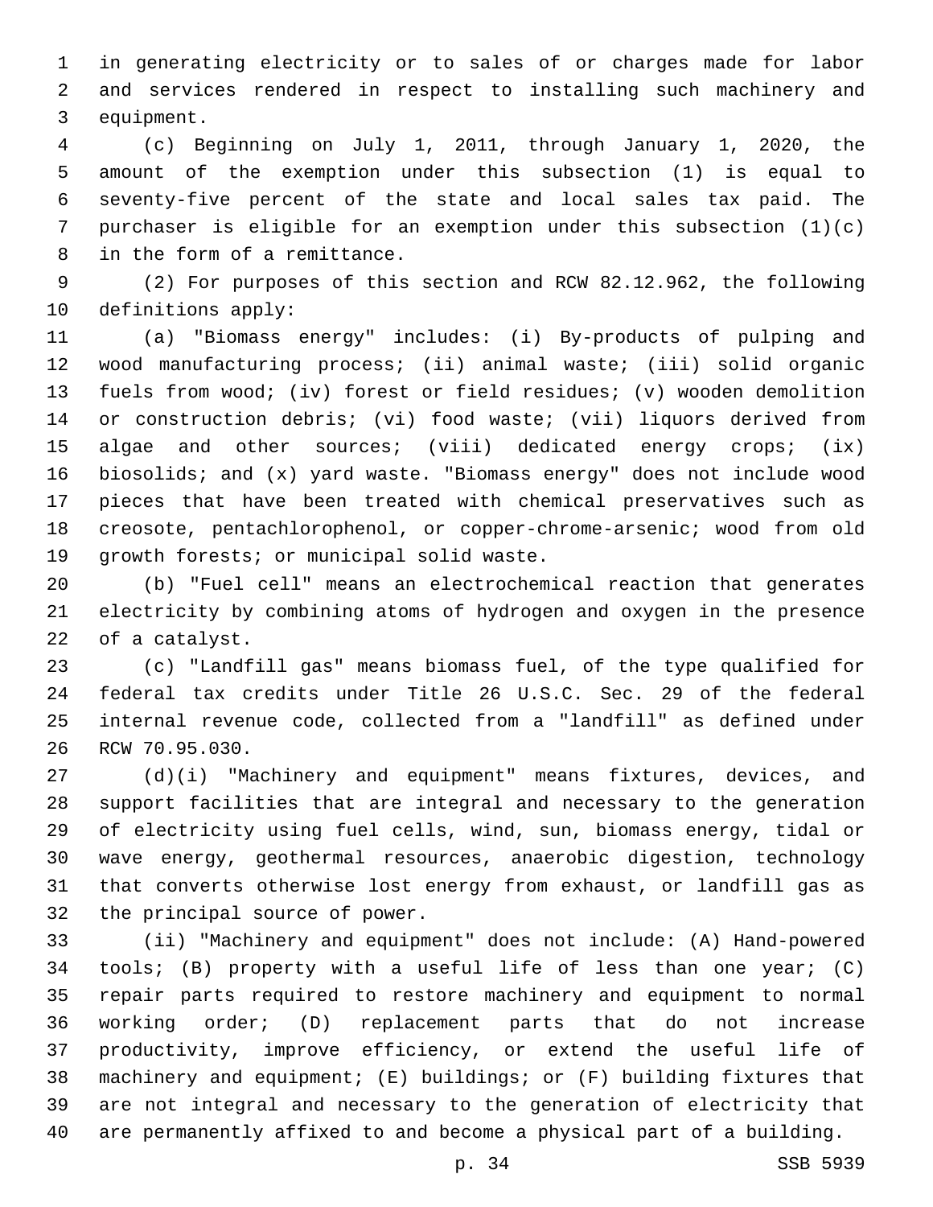in generating electricity or to sales of or charges made for labor and services rendered in respect to installing such machinery and equipment.

(c) Beginning on July 1, 2011, through January 1, 2020, the amount of the exemption under this subsection (1) is equal to seventy-five percent of the state and local sales tax paid. The purchaser is eligible for an exemption under this subsection (1)(c) in the form of a remittance.

(2) For purposes of this section and RCW 82.12.962, the following definitions apply:

(a) "Biomass energy" includes: (i) By-products of pulping and wood manufacturing process; (ii) animal waste; (iii) solid organic fuels from wood; (iv) forest or field residues; (v) wooden demolition or construction debris; (vi) food waste; (vii) liquors derived from algae and other sources; (viii) dedicated energy crops; (ix) biosolids; and (x) yard waste. "Biomass energy" does not include wood pieces that have been treated with chemical preservatives such as creosote, pentachlorophenol, or copper-chrome-arsenic; wood from old growth forests; or municipal solid waste.

(b) "Fuel cell" means an electrochemical reaction that generates electricity by combining atoms of hydrogen and oxygen in the presence of a catalyst.

(c) "Landfill gas" means biomass fuel, of the type qualified for federal tax credits under Title 26 U.S.C. Sec. 29 of the federal internal revenue code, collected from a "landfill" as defined under RCW 70.95.030.

(d)(i) "Machinery and equipment" means fixtures, devices, and support facilities that are integral and necessary to the generation of electricity using fuel cells, wind, sun, biomass energy, tidal or wave energy, geothermal resources, anaerobic digestion, technology that converts otherwise lost energy from exhaust, or landfill gas as the principal source of power.

(ii) "Machinery and equipment" does not include: (A) Hand-powered tools; (B) property with a useful life of less than one year; (C) repair parts required to restore machinery and equipment to normal working order; (D) replacement parts that do not increase productivity, improve efficiency, or extend the useful life of machinery and equipment; (E) buildings; or (F) building fixtures that are not integral and necessary to the generation of electricity that are permanently affixed to and become a physical part of a building.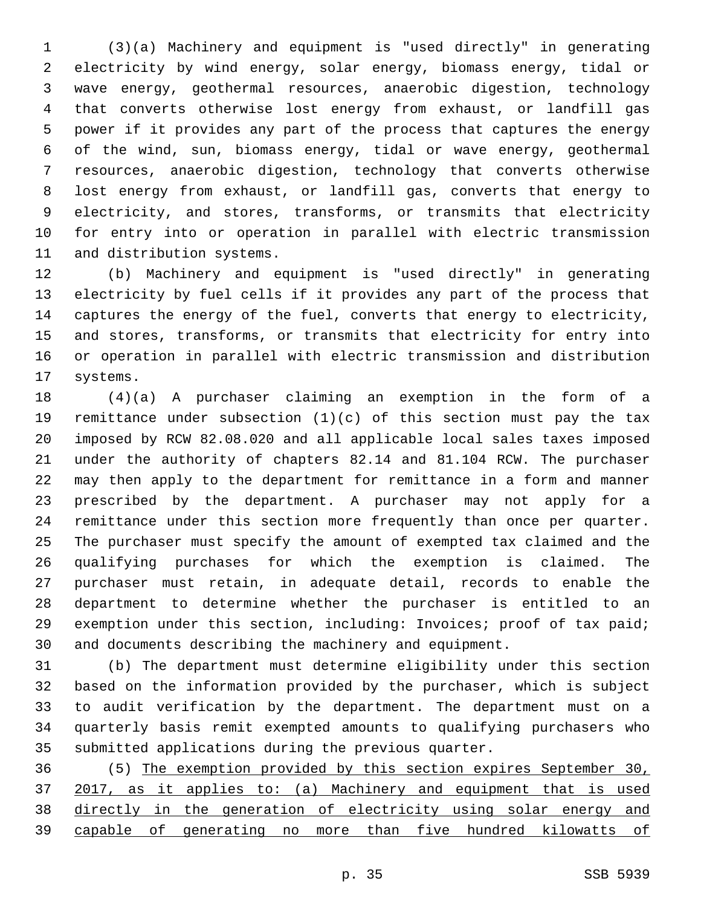(3)(a) Machinery and equipment is "used directly" in generating electricity by wind energy, solar energy, biomass energy, tidal or wave energy, geothermal resources, anaerobic digestion, technology that converts otherwise lost energy from exhaust, or landfill gas power if it provides any part of the process that captures the energy of the wind, sun, biomass energy, tidal or wave energy, geothermal resources, anaerobic digestion, technology that converts otherwise lost energy from exhaust, or landfill gas, converts that energy to electricity, and stores, transforms, or transmits that electricity for entry into or operation in parallel with electric transmission and distribution systems.

(b) Machinery and equipment is "used directly" in generating electricity by fuel cells if it provides any part of the process that captures the energy of the fuel, converts that energy to electricity, and stores, transforms, or transmits that electricity for entry into or operation in parallel with electric transmission and distribution systems.

(4)(a) A purchaser claiming an exemption in the form of a remittance under subsection (1)(c) of this section must pay the tax imposed by RCW 82.08.020 and all applicable local sales taxes imposed under the authority of chapters 82.14 and 81.104 RCW. The purchaser may then apply to the department for remittance in a form and manner prescribed by the department. A purchaser may not apply for a remittance under this section more frequently than once per quarter. The purchaser must specify the amount of exempted tax claimed and the qualifying purchases for which the exemption is claimed. The purchaser must retain, in adequate detail, records to enable the department to determine whether the purchaser is entitled to an exemption under this section, including: Invoices; proof of tax paid; and documents describing the machinery and equipment.

(b) The department must determine eligibility under this section based on the information provided by the purchaser, which is subject to audit verification by the department. The department must on a quarterly basis remit exempted amounts to qualifying purchasers who submitted applications during the previous quarter.

(5) <u>The exemption provided by this section expires September 30, 2017, as it applies to: (a) Machinery and equipment that is used directly in the generation of electricity using solar energy and capable of generating no more than five hundred kilowatts of</u>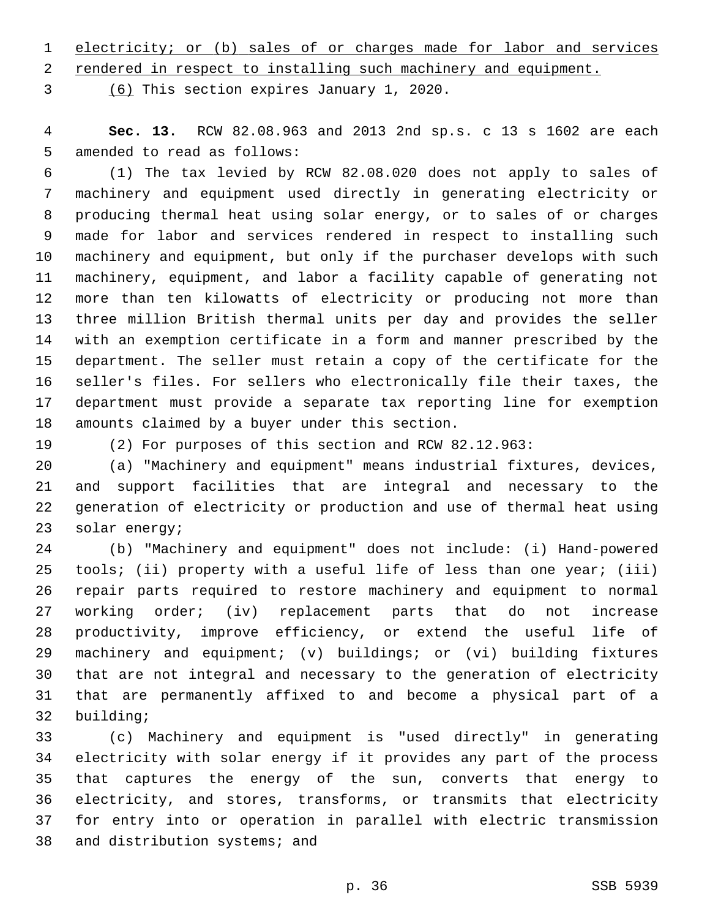electricity; or (b) sales of or charges made for labor and services rendered in respect to installing such machinery and equipment.

(6) This section expires January 1, 2020.

**Sec. 13.** RCW 82.08.963 and 2013 2nd sp.s. c 13 s 1602 are each amended to read as follows:

(1) The tax levied by RCW 82.08.020 does not apply to sales of machinery and equipment used directly in generating electricity or producing thermal heat using solar energy, or to sales of or charges made for labor and services rendered in respect to installing such machinery and equipment, but only if the purchaser develops with such machinery, equipment, and labor a facility capable of generating not more than ten kilowatts of electricity or producing not more than three million British thermal units per day and provides the seller with an exemption certificate in a form and manner prescribed by the department. The seller must retain a copy of the certificate for the seller's files. For sellers who electronically file their taxes, the department must provide a separate tax reporting line for exemption amounts claimed by a buyer under this section.

(2) For purposes of this section and RCW 82.12.963:

(a) "Machinery and equipment" means industrial fixtures, devices, and support facilities that are integral and necessary to the generation of electricity or production and use of thermal heat using solar energy;

(b) "Machinery and equipment" does not include: (i) Hand-powered tools; (ii) property with a useful life of less than one year; (iii) repair parts required to restore machinery and equipment to normal working order; (iv) replacement parts that do not increase productivity, improve efficiency, or extend the useful life of machinery and equipment; (v) buildings; or (vi) building fixtures that are not integral and necessary to the generation of electricity that are permanently affixed to and become a physical part of a building;

(c) Machinery and equipment is "used directly" in generating electricity with solar energy if it provides any part of the process that captures the energy of the sun, converts that energy to electricity, and stores, transforms, or transmits that electricity for entry into or operation in parallel with electric transmission and distribution systems; and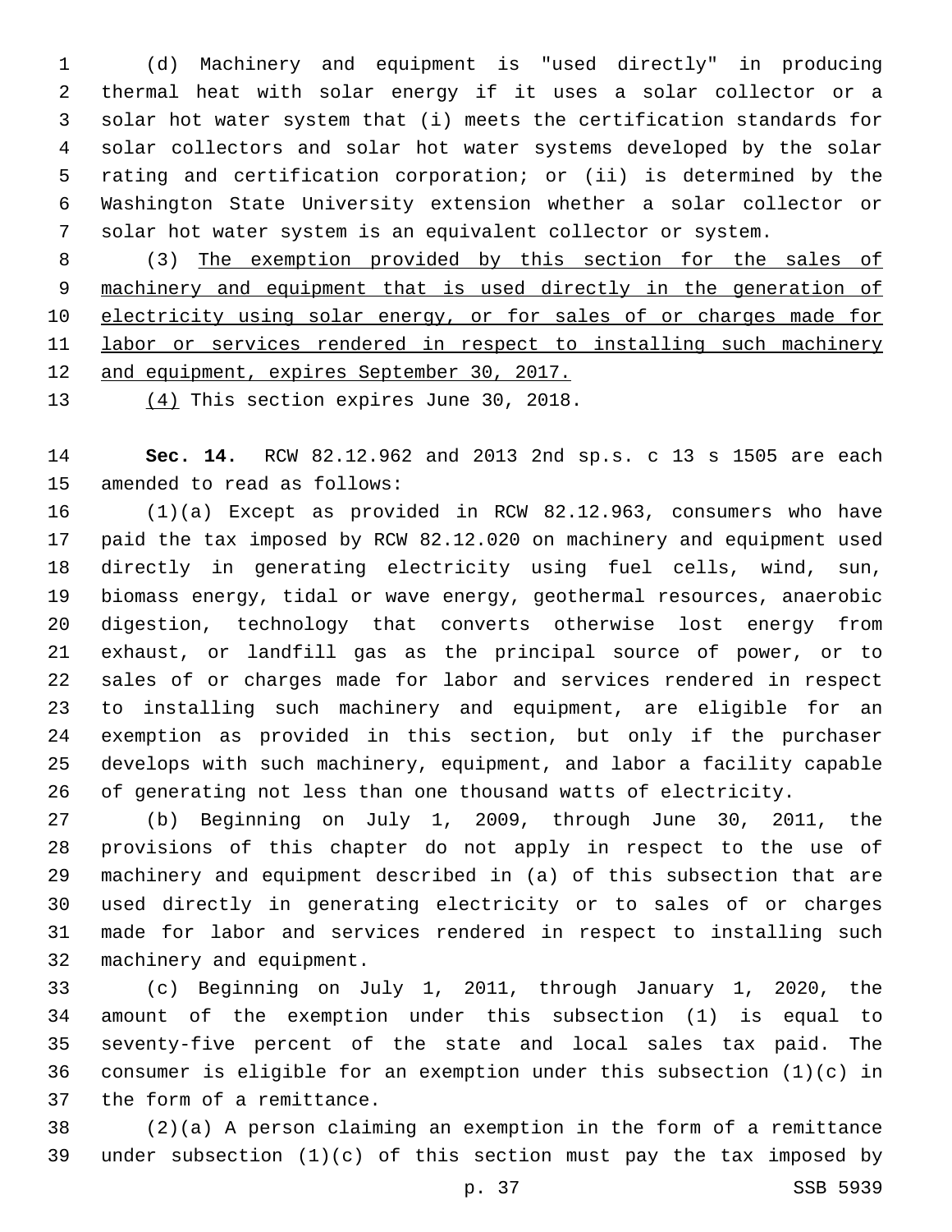(d) Machinery and equipment is "used directly" in producing thermal heat with solar energy if it uses a solar collector or a solar hot water system that (i) meets the certification standards for solar collectors and solar hot water systems developed by the solar rating and certification corporation; or (ii) is determined by the Washington State University extension whether a solar collector or solar hot water system is an equivalent collector or system.

(3) <u>The exemption provided by this section for the sales of machinery and equipment that is used directly in the generation of electricity using solar energy, or for sales of or charges made for labor or services rendered in respect to installing such machinery and equipment, expires September 30, 2017.</u>

<u>(4)</u> This section expires June 30, 2018.

**Sec. 14.** RCW 82.12.962 and 2013 2nd sp.s. c 13 s 1505 are each amended to read as follows:

(1)(a) Except as provided in RCW 82.12.963, consumers who have paid the tax imposed by RCW 82.12.020 on machinery and equipment used directly in generating electricity using fuel cells, wind, sun, biomass energy, tidal or wave energy, geothermal resources, anaerobic digestion, technology that converts otherwise lost energy from exhaust, or landfill gas as the principal source of power, or to sales of or charges made for labor and services rendered in respect to installing such machinery and equipment, are eligible for an exemption as provided in this section, but only if the purchaser develops with such machinery, equipment, and labor a facility capable of generating not less than one thousand watts of electricity.

(b) Beginning on July 1, 2009, through June 30, 2011, the provisions of this chapter do not apply in respect to the use of machinery and equipment described in (a) of this subsection that are used directly in generating electricity or to sales of or charges made for labor and services rendered in respect to installing such machinery and equipment.

(c) Beginning on July 1, 2011, through January 1, 2020, the amount of the exemption under this subsection (1) is equal to seventy-five percent of the state and local sales tax paid. The consumer is eligible for an exemption under this subsection (1)(c) in the form of a remittance.

(2)(a) A person claiming an exemption in the form of a remittance under subsection (1)(c) of this section must pay the tax imposed by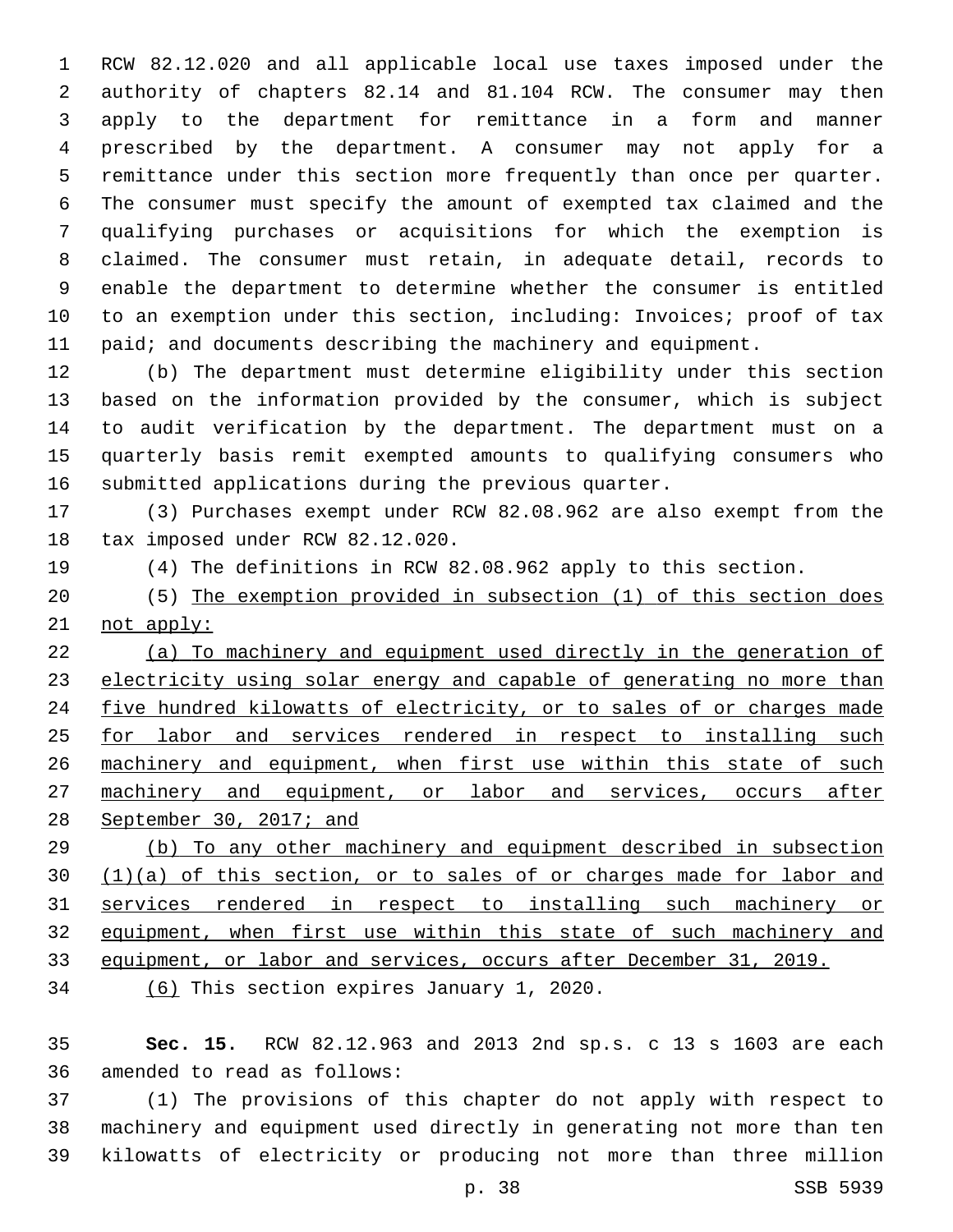RCW 82.12.020 and all applicable local use taxes imposed under the authority of chapters 82.14 and 81.104 RCW. The consumer may then apply to the department for remittance in a form and manner prescribed by the department. A consumer may not apply for a remittance under this section more frequently than once per quarter. The consumer must specify the amount of exempted tax claimed and the qualifying purchases or acquisitions for which the exemption is claimed. The consumer must retain, in adequate detail, records to enable the department to determine whether the consumer is entitled to an exemption under this section, including: Invoices; proof of tax paid; and documents describing the machinery and equipment.

(b) The department must determine eligibility under this section based on the information provided by the consumer, which is subject to audit verification by the department. The department must on a quarterly basis remit exempted amounts to qualifying consumers who submitted applications during the previous quarter.

(3) Purchases exempt under RCW 82.08.962 are also exempt from the tax imposed under RCW 82.12.020.

(4) The definitions in RCW 82.08.962 apply to this section.

(5) <u>The exemption provided in subsection (1) of this section does not apply:</u>

<u>(a) To machinery and equipment used directly in the generation of electricity using solar energy and capable of generating no more than five hundred kilowatts of electricity, or to sales of or charges made for labor and services rendered in respect to installing such machinery and equipment, when first use within this state of such machinery and equipment, or labor and services, occurs after September 30, 2017; and</u>

<u>(b) To any other machinery and equipment described in subsection (1)(a) of this section, or to sales of or charges made for labor and services rendered in respect to installing such machinery or equipment, when first use within this state of such machinery and equipment, or labor and services, occurs after December 31, 2019.</u>

<u>(6)</u> This section expires January 1, 2020.

**Sec. 15.** RCW 82.12.963 and 2013 2nd sp.s. c 13 s 1603 are each amended to read as follows:

(1) The provisions of this chapter do not apply with respect to machinery and equipment used directly in generating not more than ten kilowatts of electricity or producing not more than three million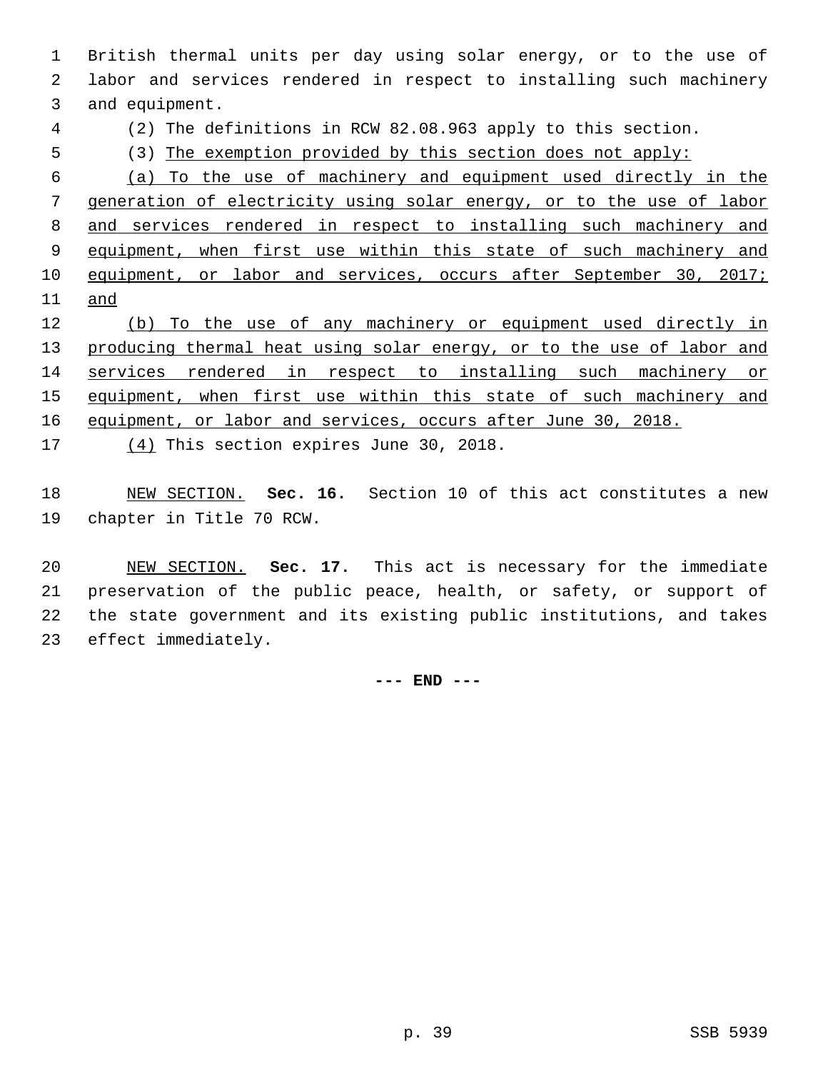British thermal units per day using solar energy, or to the use of labor and services rendered in respect to installing such machinery and equipment.

(2) The definitions in RCW 82.08.963 apply to this section.

(3) The exemption provided by this section does not apply:

(a) To the use of machinery and equipment used directly in the generation of electricity using solar energy, or to the use of labor and services rendered in respect to installing such machinery and equipment, when first use within this state of such machinery and equipment, or labor and services, occurs after September 30, 2017; and

(b) To the use of any machinery or equipment used directly in producing thermal heat using solar energy, or to the use of labor and services rendered in respect to installing such machinery or equipment, when first use within this state of such machinery and equipment, or labor and services, occurs after June 30, 2018.

(4) This section expires June 30, 2018.

NEW SECTION. **Sec. 16.** Section 10 of this act constitutes a new chapter in Title 70 RCW.

NEW SECTION. **Sec. 17.** This act is necessary for the immediate preservation of the public peace, health, or safety, or support of the state government and its existing public institutions, and takes effect immediately.

**--- END ---**